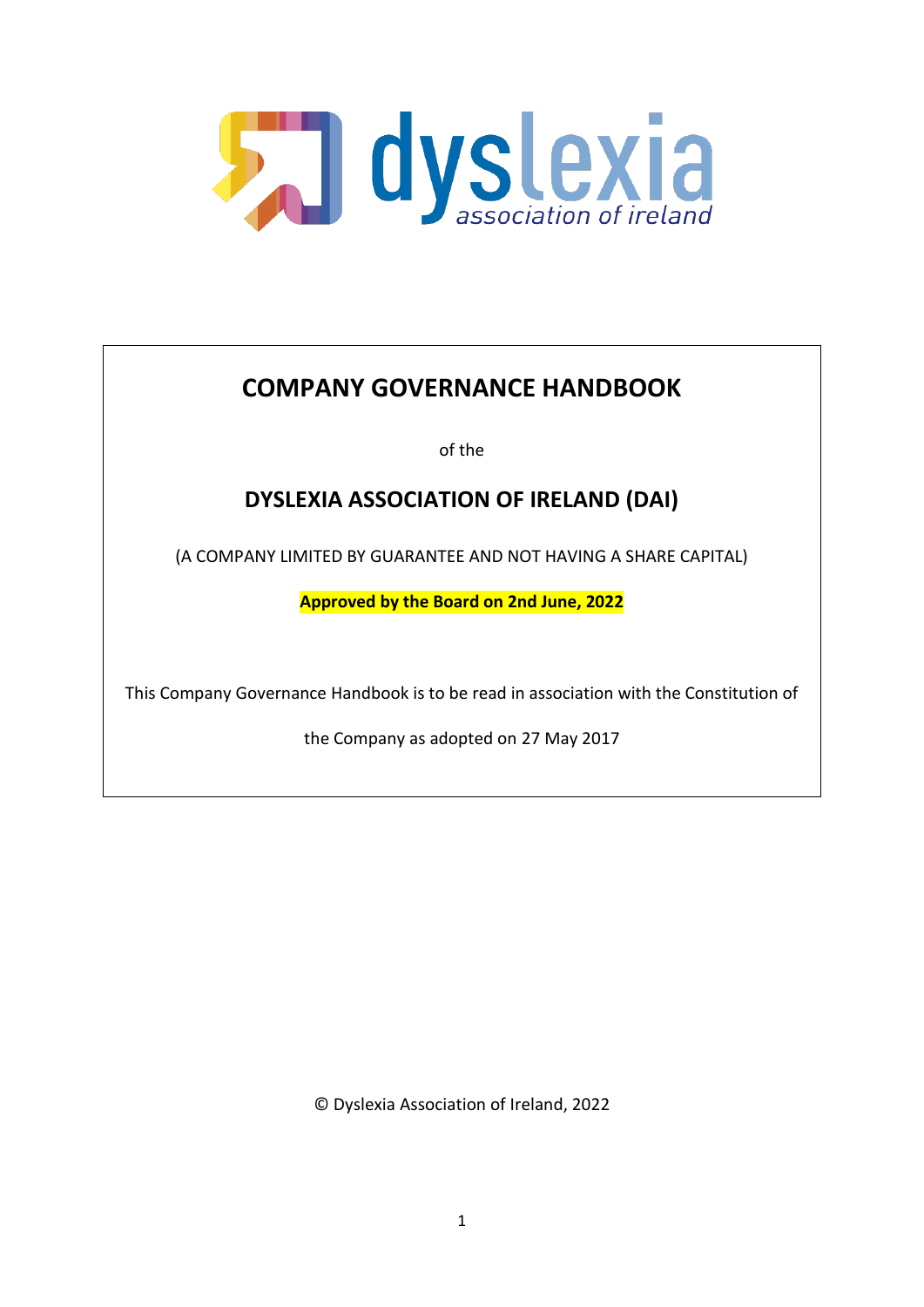dyslexia association of ireland

# COMPANY GOVERNANCE HANDBOOK

of the

## DYSLEXIA ASSOCIATION OF IRELAND (DAI)

(A COMPANY LIMITED BY GUARANTEE AND NOT HAVING A SHARE CAPITAL)

**Approved by the Board on 2nd June, 2022**

This Company Governance Handbook is to be read in association with the Constitution of the Company as adopted on 27 May 2017

© Dyslexia Association of Ireland, 2022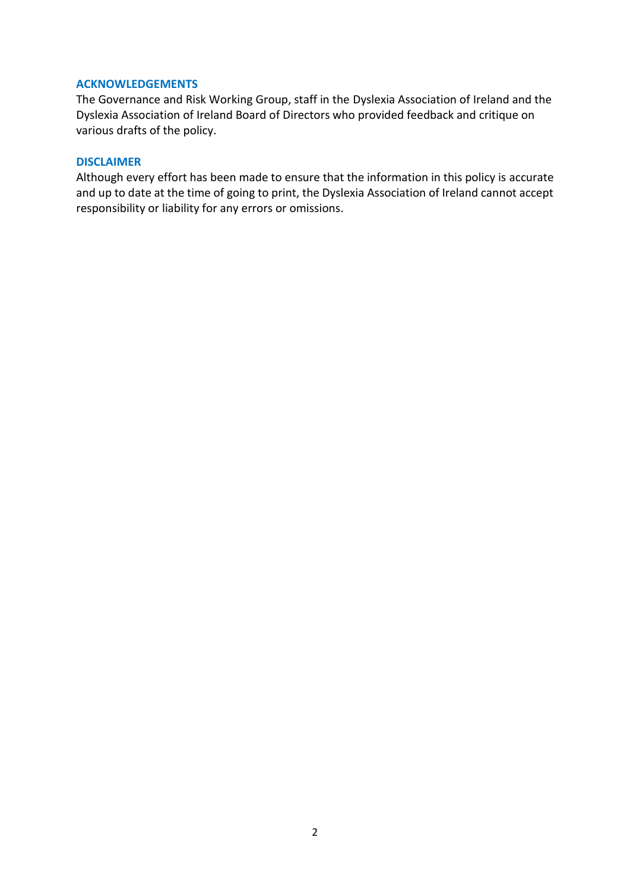## ACKNOWLEDGEMENTS

The Governance and Risk Working Group, staff in the Dyslexia Association of Ireland and the Dyslexia Association of Ireland Board of Directors who provided feedback and critique on various drafts of the policy.

## DISCLAIMER

Although every effort has been made to ensure that the information in this policy is accurate and up to date at the time of going to print, the Dyslexia Association of Ireland cannot accept responsibility or liability for any errors or omissions.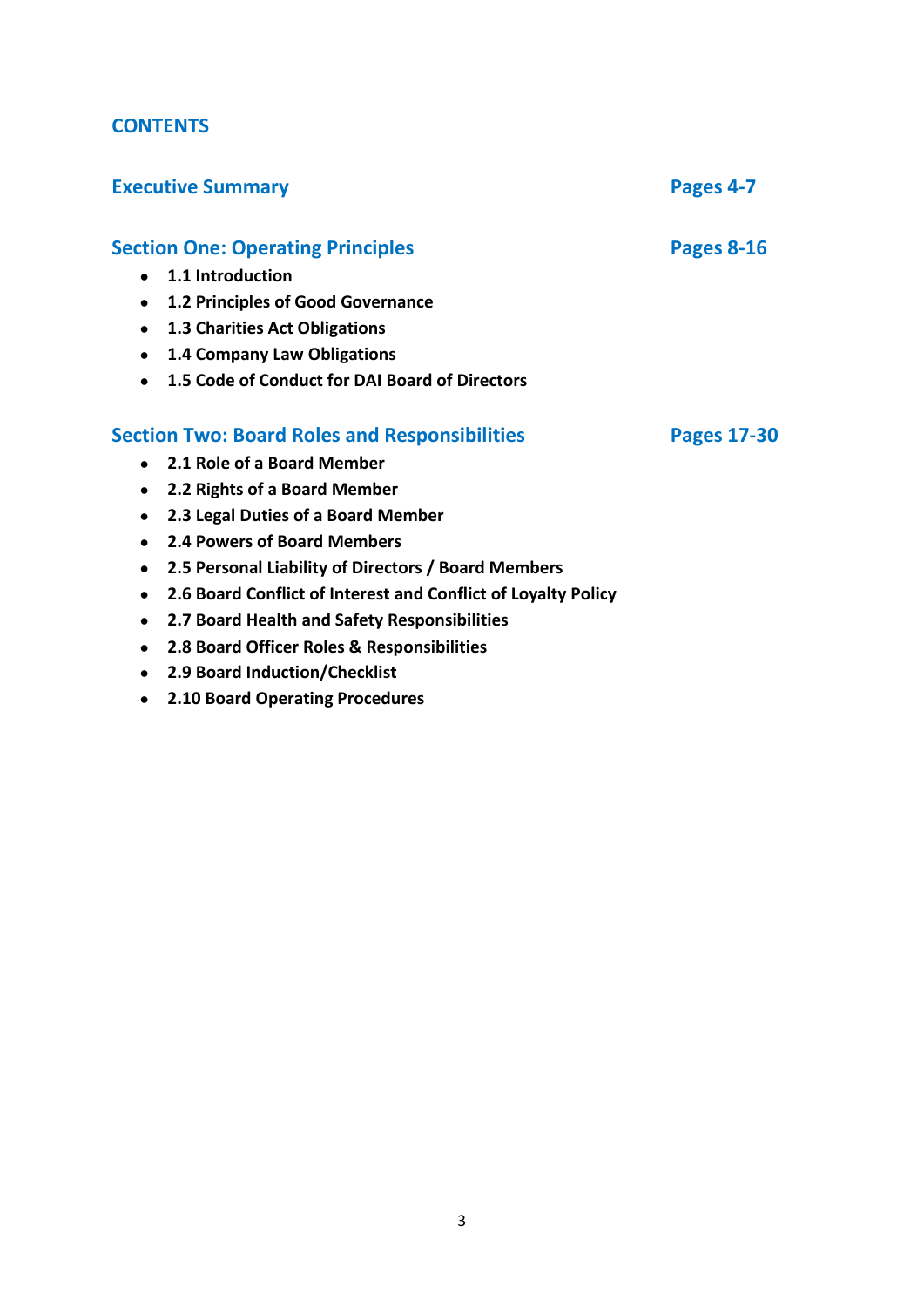## CONTENTS

## Executive Summary — Pages 4-7

## Section One: Operating Principles — Pages 8-16

- **1.1 Introduction**
- **1.2 Principles of Good Governance**
- **1.3 Charities Act Obligations**
- **1.4 Company Law Obligations**
- **1.5 Code of Conduct for DAI Board of Directors**

## Section Two: Board Roles and Responsibilities — Pages 17-30

- **2.1 Role of a Board Member**
- **2.2 Rights of a Board Member**
- **2.3 Legal Duties of a Board Member**
- **2.4 Powers of Board Members**
- **2.5 Personal Liability of Directors / Board Members**
- **2.6 Board Conflict of Interest and Conflict of Loyalty Policy**
- **2.7 Board Health and Safety Responsibilities**
- **2.8 Board Officer Roles & Responsibilities**
- **2.9 Board Induction/Checklist**
- **2.10 Board Operating Procedures**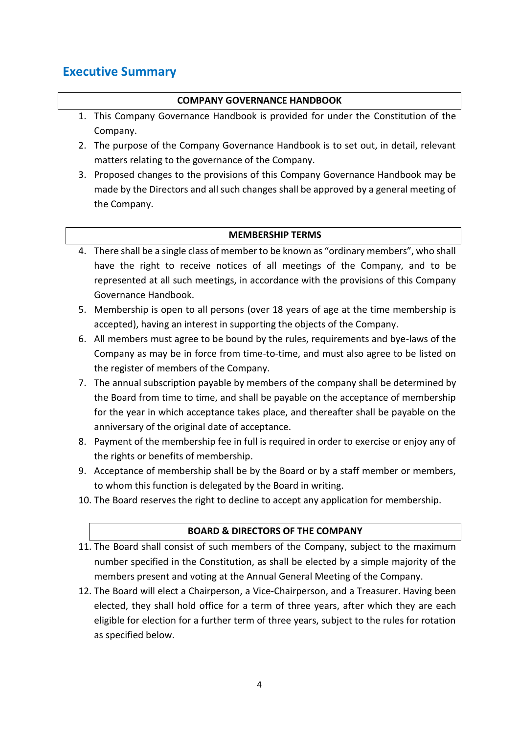## Executive Summary

**COMPANY GOVERNANCE HANDBOOK**

1. This Company Governance Handbook is provided for under the Constitution of the Company.
2. The purpose of the Company Governance Handbook is to set out, in detail, relevant matters relating to the governance of the Company.
3. Proposed changes to the provisions of this Company Governance Handbook may be made by the Directors and all such changes shall be approved by a general meeting of the Company.

**MEMBERSHIP TERMS**

4. There shall be a single class of member to be known as "ordinary members", who shall have the right to receive notices of all meetings of the Company, and to be represented at all such meetings, in accordance with the provisions of this Company Governance Handbook.
5. Membership is open to all persons (over 18 years of age at the time membership is accepted), having an interest in supporting the objects of the Company.
6. All members must agree to be bound by the rules, requirements and bye-laws of the Company as may be in force from time-to-time, and must also agree to be listed on the register of members of the Company.
7. The annual subscription payable by members of the company shall be determined by the Board from time to time, and shall be payable on the acceptance of membership for the year in which acceptance takes place, and thereafter shall be payable on the anniversary of the original date of acceptance.
8. Payment of the membership fee in full is required in order to exercise or enjoy any of the rights or benefits of membership.
9. Acceptance of membership shall be by the Board or by a staff member or members, to whom this function is delegated by the Board in writing.
10. The Board reserves the right to decline to accept any application for membership.

**BOARD & DIRECTORS OF THE COMPANY**

11. The Board shall consist of such members of the Company, subject to the maximum number specified in the Constitution, as shall be elected by a simple majority of the members present and voting at the Annual General Meeting of the Company.
12. The Board will elect a Chairperson, a Vice-Chairperson, and a Treasurer. Having been elected, they shall hold office for a term of three years, after which they are each eligible for election for a further term of three years, subject to the rules for rotation as specified below.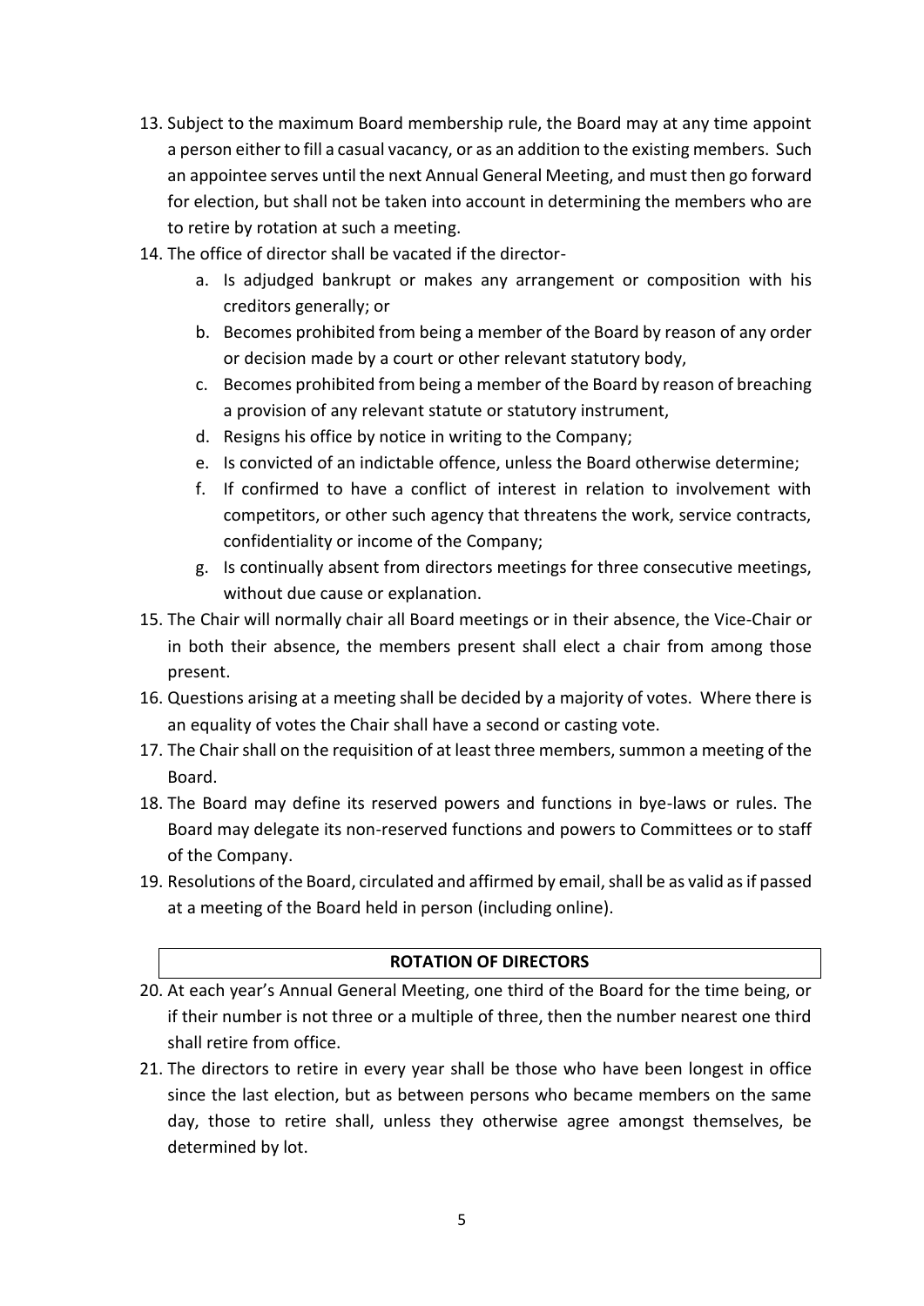13. Subject to the maximum Board membership rule, the Board may at any time appoint a person either to fill a casual vacancy, or as an addition to the existing members. Such an appointee serves until the next Annual General Meeting, and must then go forward for election, but shall not be taken into account in determining the members who are to retire by rotation at such a meeting.
14. The office of director shall be vacated if the director-
    a. Is adjudged bankrupt or makes any arrangement or composition with his creditors generally; or
    b. Becomes prohibited from being a member of the Board by reason of any order or decision made by a court or other relevant statutory body,
    c. Becomes prohibited from being a member of the Board by reason of breaching a provision of any relevant statute or statutory instrument,
    d. Resigns his office by notice in writing to the Company;
    e. Is convicted of an indictable offence, unless the Board otherwise determine;
    f. If confirmed to have a conflict of interest in relation to involvement with competitors, or other such agency that threatens the work, service contracts, confidentiality or income of the Company;
    g. Is continually absent from directors meetings for three consecutive meetings, without due cause or explanation.
15. The Chair will normally chair all Board meetings or in their absence, the Vice-Chair or in both their absence, the members present shall elect a chair from among those present.
16. Questions arising at a meeting shall be decided by a majority of votes. Where there is an equality of votes the Chair shall have a second or casting vote.
17. The Chair shall on the requisition of at least three members, summon a meeting of the Board.
18. The Board may define its reserved powers and functions in bye-laws or rules. The Board may delegate its non-reserved functions and powers to Committees or to staff of the Company.
19. Resolutions of the Board, circulated and affirmed by email, shall be as valid as if passed at a meeting of the Board held in person (including online).

## ROTATION OF DIRECTORS

20. At each year's Annual General Meeting, one third of the Board for the time being, or if their number is not three or a multiple of three, then the number nearest one third shall retire from office.
21. The directors to retire in every year shall be those who have been longest in office since the last election, but as between persons who became members on the same day, those to retire shall, unless they otherwise agree amongst themselves, be determined by lot.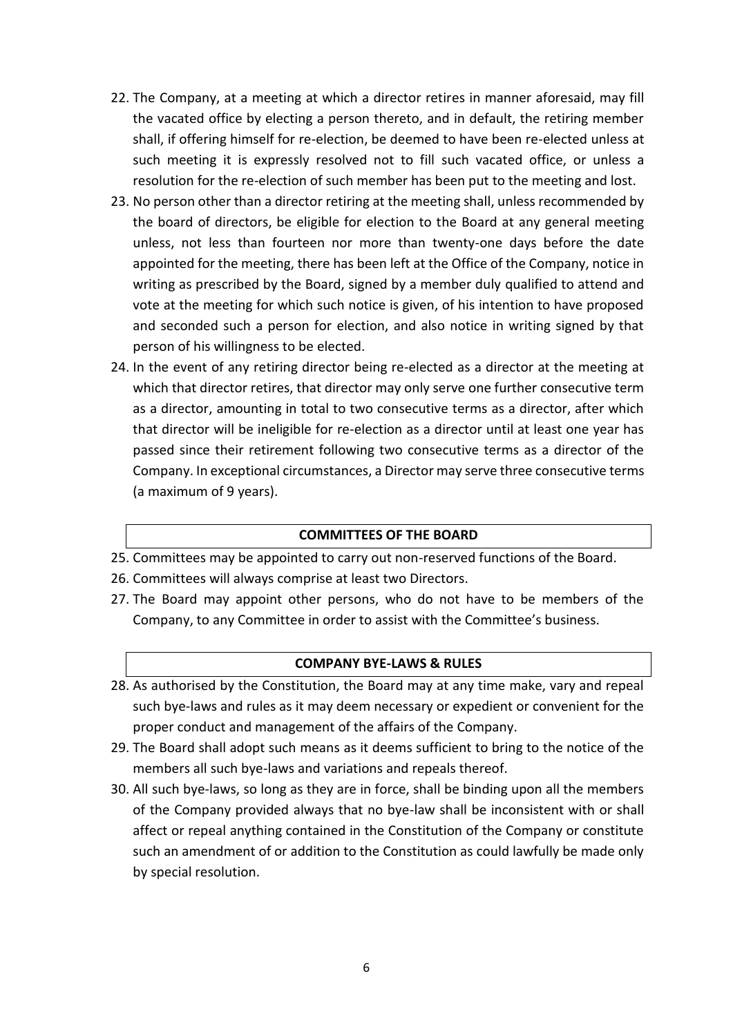22. The Company, at a meeting at which a director retires in manner aforesaid, may fill the vacated office by electing a person thereto, and in default, the retiring member shall, if offering himself for re-election, be deemed to have been re-elected unless at such meeting it is expressly resolved not to fill such vacated office, or unless a resolution for the re-election of such member has been put to the meeting and lost.
23. No person other than a director retiring at the meeting shall, unless recommended by the board of directors, be eligible for election to the Board at any general meeting unless, not less than fourteen nor more than twenty-one days before the date appointed for the meeting, there has been left at the Office of the Company, notice in writing as prescribed by the Board, signed by a member duly qualified to attend and vote at the meeting for which such notice is given, of his intention to have proposed and seconded such a person for election, and also notice in writing signed by that person of his willingness to be elected.
24. In the event of any retiring director being re-elected as a director at the meeting at which that director retires, that director may only serve one further consecutive term as a director, amounting in total to two consecutive terms as a director, after which that director will be ineligible for re-election as a director until at least one year has passed since their retirement following two consecutive terms as a director of the Company. In exceptional circumstances, a Director may serve three consecutive terms (a maximum of 9 years).

## COMMITTEES OF THE BOARD

25. Committees may be appointed to carry out non-reserved functions of the Board.
26. Committees will always comprise at least two Directors.
27. The Board may appoint other persons, who do not have to be members of the Company, to any Committee in order to assist with the Committee's business.

## COMPANY BYE-LAWS & RULES

28. As authorised by the Constitution, the Board may at any time make, vary and repeal such bye-laws and rules as it may deem necessary or expedient or convenient for the proper conduct and management of the affairs of the Company.
29. The Board shall adopt such means as it deems sufficient to bring to the notice of the members all such bye-laws and variations and repeals thereof.
30. All such bye-laws, so long as they are in force, shall be binding upon all the members of the Company provided always that no bye-law shall be inconsistent with or shall affect or repeal anything contained in the Constitution of the Company or constitute such an amendment of or addition to the Constitution as could lawfully be made only by special resolution.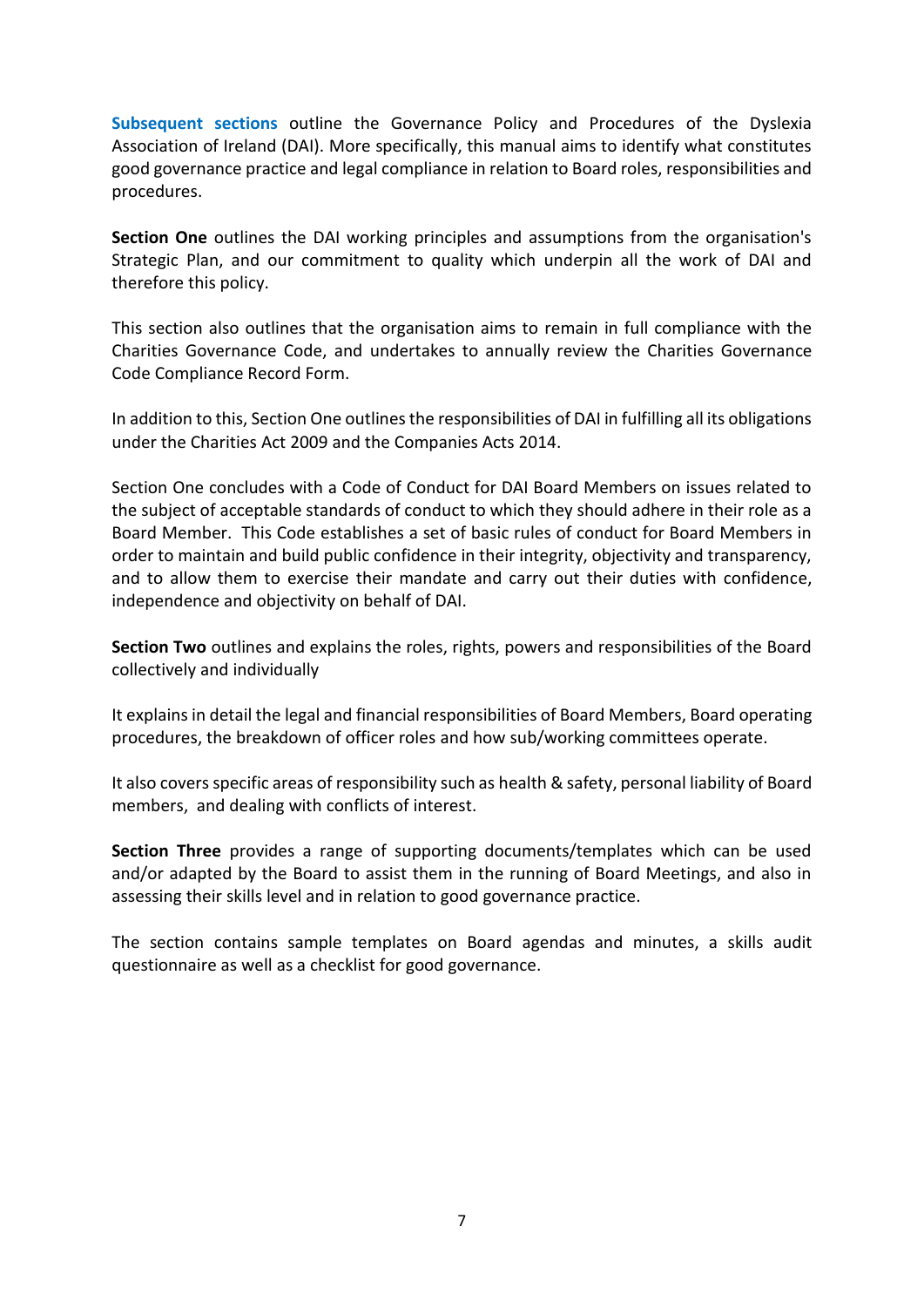**Subsequent sections** outline the Governance Policy and Procedures of the Dyslexia Association of Ireland (DAI). More specifically, this manual aims to identify what constitutes good governance practice and legal compliance in relation to Board roles, responsibilities and procedures.

**Section One** outlines the DAI working principles and assumptions from the organisation's Strategic Plan, and our commitment to quality which underpin all the work of DAI and therefore this policy.

This section also outlines that the organisation aims to remain in full compliance with the Charities Governance Code, and undertakes to annually review the Charities Governance Code Compliance Record Form.

In addition to this, Section One outlines the responsibilities of DAI in fulfilling all its obligations under the Charities Act 2009 and the Companies Acts 2014.

Section One concludes with a Code of Conduct for DAI Board Members on issues related to the subject of acceptable standards of conduct to which they should adhere in their role as a Board Member. This Code establishes a set of basic rules of conduct for Board Members in order to maintain and build public confidence in their integrity, objectivity and transparency, and to allow them to exercise their mandate and carry out their duties with confidence, independence and objectivity on behalf of DAI.

**Section Two** outlines and explains the roles, rights, powers and responsibilities of the Board collectively and individually

It explains in detail the legal and financial responsibilities of Board Members, Board operating procedures, the breakdown of officer roles and how sub/working committees operate.

It also covers specific areas of responsibility such as health & safety, personal liability of Board members, and dealing with conflicts of interest.

**Section Three** provides a range of supporting documents/templates which can be used and/or adapted by the Board to assist them in the running of Board Meetings, and also in assessing their skills level and in relation to good governance practice.

The section contains sample templates on Board agendas and minutes, a skills audit questionnaire as well as a checklist for good governance.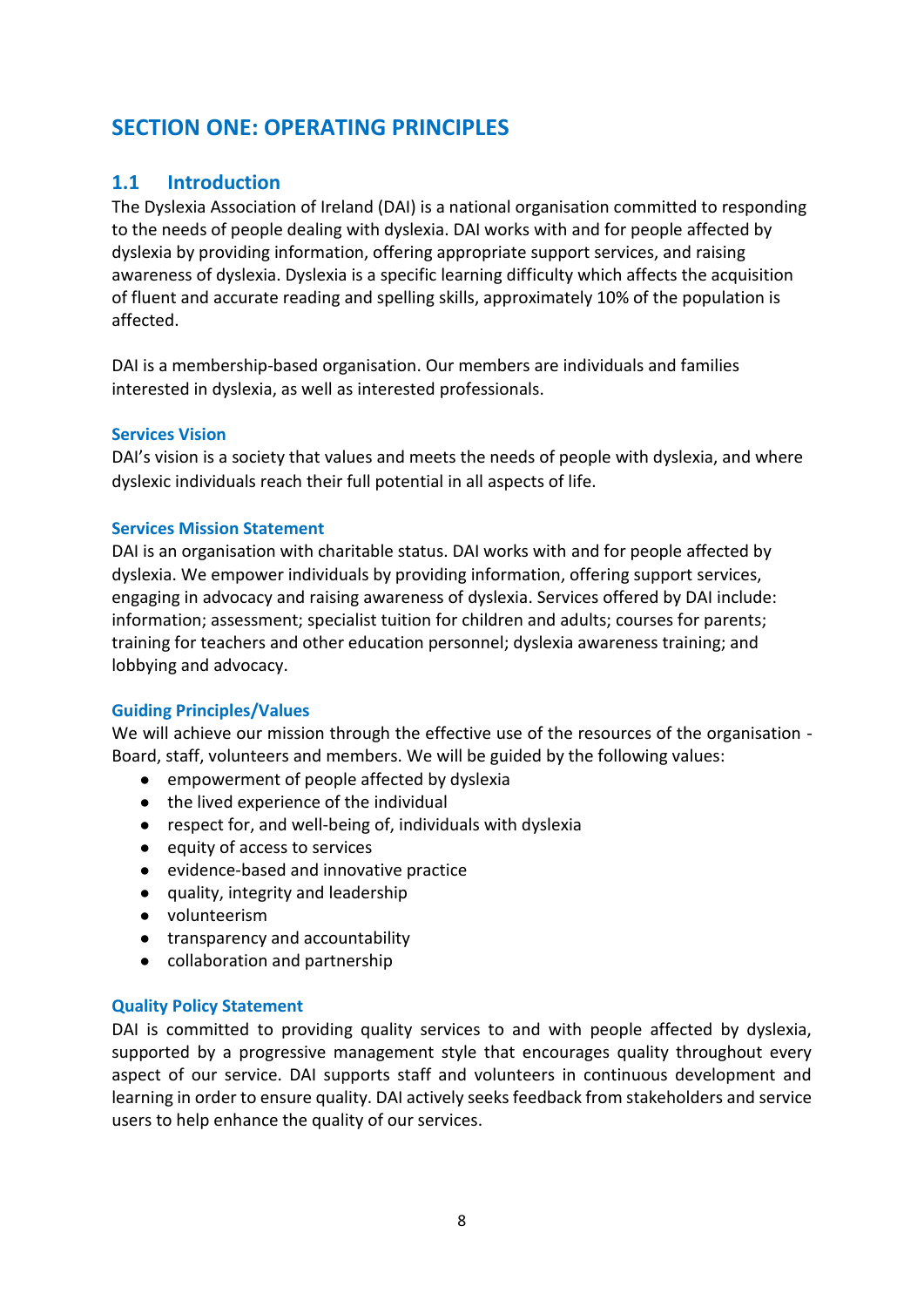# SECTION ONE: OPERATING PRINCIPLES

## 1.1 Introduction

The Dyslexia Association of Ireland (DAI) is a national organisation committed to responding to the needs of people dealing with dyslexia. DAI works with and for people affected by dyslexia by providing information, offering appropriate support services, and raising awareness of dyslexia. Dyslexia is a specific learning difficulty which affects the acquisition of fluent and accurate reading and spelling skills, approximately 10% of the population is affected.

DAI is a membership-based organisation. Our members are individuals and families interested in dyslexia, as well as interested professionals.

### Services Vision

DAI's vision is a society that values and meets the needs of people with dyslexia, and where dyslexic individuals reach their full potential in all aspects of life.

### Services Mission Statement

DAI is an organisation with charitable status. DAI works with and for people affected by dyslexia. We empower individuals by providing information, offering support services, engaging in advocacy and raising awareness of dyslexia. Services offered by DAI include: information; assessment; specialist tuition for children and adults; courses for parents; training for teachers and other education personnel; dyslexia awareness training; and lobbying and advocacy.

### Guiding Principles/Values

We will achieve our mission through the effective use of the resources of the organisation - Board, staff, volunteers and members. We will be guided by the following values:

- empowerment of people affected by dyslexia
- the lived experience of the individual
- respect for, and well-being of, individuals with dyslexia
- equity of access to services
- evidence-based and innovative practice
- quality, integrity and leadership
- volunteerism
- transparency and accountability
- collaboration and partnership

### Quality Policy Statement

DAI is committed to providing quality services to and with people affected by dyslexia, supported by a progressive management style that encourages quality throughout every aspect of our service. DAI supports staff and volunteers in continuous development and learning in order to ensure quality. DAI actively seeks feedback from stakeholders and service users to help enhance the quality of our services.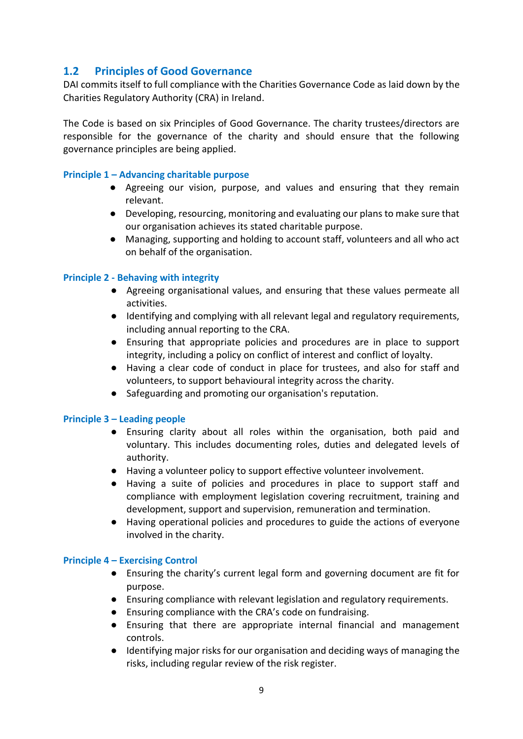## 1.2 Principles of Good Governance

DAI commits itself to full compliance with the Charities Governance Code as laid down by the Charities Regulatory Authority (CRA) in Ireland.

The Code is based on six Principles of Good Governance. The charity trustees/directors are responsible for the governance of the charity and should ensure that the following governance principles are being applied.

### Principle 1 – Advancing charitable purpose

- Agreeing our vision, purpose, and values and ensuring that they remain relevant.
- Developing, resourcing, monitoring and evaluating our plans to make sure that our organisation achieves its stated charitable purpose.
- Managing, supporting and holding to account staff, volunteers and all who act on behalf of the organisation.

### Principle 2 - Behaving with integrity

- Agreeing organisational values, and ensuring that these values permeate all activities.
- Identifying and complying with all relevant legal and regulatory requirements, including annual reporting to the CRA.
- Ensuring that appropriate policies and procedures are in place to support integrity, including a policy on conflict of interest and conflict of loyalty.
- Having a clear code of conduct in place for trustees, and also for staff and volunteers, to support behavioural integrity across the charity.
- Safeguarding and promoting our organisation's reputation.

### Principle 3 – Leading people

- Ensuring clarity about all roles within the organisation, both paid and voluntary. This includes documenting roles, duties and delegated levels of authority.
- Having a volunteer policy to support effective volunteer involvement.
- Having a suite of policies and procedures in place to support staff and compliance with employment legislation covering recruitment, training and development, support and supervision, remuneration and termination.
- Having operational policies and procedures to guide the actions of everyone involved in the charity.

### Principle 4 – Exercising Control

- Ensuring the charity's current legal form and governing document are fit for purpose.
- Ensuring compliance with relevant legislation and regulatory requirements.
- Ensuring compliance with the CRA's code on fundraising.
- Ensuring that there are appropriate internal financial and management controls.
- Identifying major risks for our organisation and deciding ways of managing the risks, including regular review of the risk register.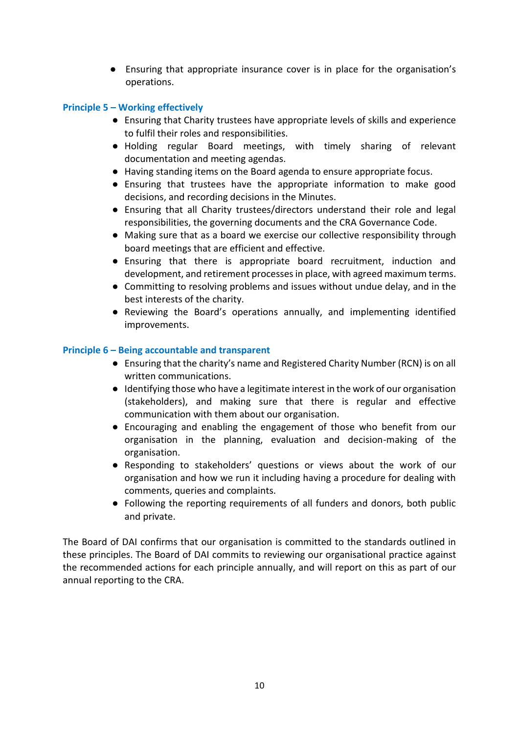- Ensuring that appropriate insurance cover is in place for the organisation's operations.

### Principle 5 – Working effectively

- Ensuring that Charity trustees have appropriate levels of skills and experience to fulfil their roles and responsibilities.
- Holding regular Board meetings, with timely sharing of relevant documentation and meeting agendas.
- Having standing items on the Board agenda to ensure appropriate focus.
- Ensuring that trustees have the appropriate information to make good decisions, and recording decisions in the Minutes.
- Ensuring that all Charity trustees/directors understand their role and legal responsibilities, the governing documents and the CRA Governance Code.
- Making sure that as a board we exercise our collective responsibility through board meetings that are efficient and effective.
- Ensuring that there is appropriate board recruitment, induction and development, and retirement processes in place, with agreed maximum terms.
- Committing to resolving problems and issues without undue delay, and in the best interests of the charity.
- Reviewing the Board's operations annually, and implementing identified improvements.

### Principle 6 – Being accountable and transparent

- Ensuring that the charity's name and Registered Charity Number (RCN) is on all written communications.
- Identifying those who have a legitimate interest in the work of our organisation (stakeholders), and making sure that there is regular and effective communication with them about our organisation.
- Encouraging and enabling the engagement of those who benefit from our organisation in the planning, evaluation and decision-making of the organisation.
- Responding to stakeholders' questions or views about the work of our organisation and how we run it including having a procedure for dealing with comments, queries and complaints.
- Following the reporting requirements of all funders and donors, both public and private.

The Board of DAI confirms that our organisation is committed to the standards outlined in these principles. The Board of DAI commits to reviewing our organisational practice against the recommended actions for each principle annually, and will report on this as part of our annual reporting to the CRA.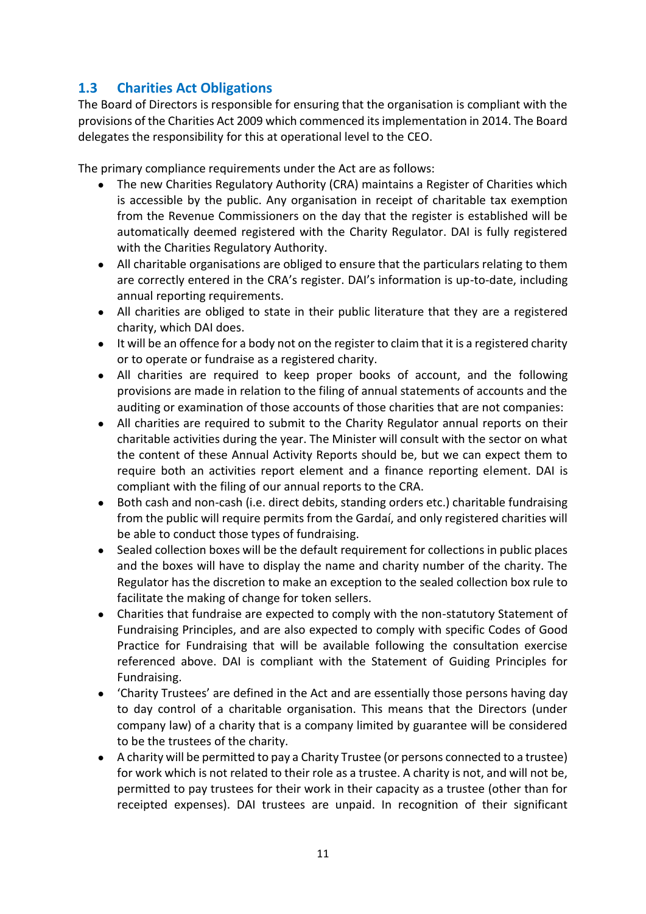## 1.3 Charities Act Obligations

The Board of Directors is responsible for ensuring that the organisation is compliant with the provisions of the Charities Act 2009 which commenced its implementation in 2014. The Board delegates the responsibility for this at operational level to the CEO.

The primary compliance requirements under the Act are as follows:

- The new Charities Regulatory Authority (CRA) maintains a Register of Charities which is accessible by the public. Any organisation in receipt of charitable tax exemption from the Revenue Commissioners on the day that the register is established will be automatically deemed registered with the Charity Regulator. DAI is fully registered with the Charities Regulatory Authority.
- All charitable organisations are obliged to ensure that the particulars relating to them are correctly entered in the CRA's register. DAI's information is up-to-date, including annual reporting requirements.
- All charities are obliged to state in their public literature that they are a registered charity, which DAI does.
- It will be an offence for a body not on the register to claim that it is a registered charity or to operate or fundraise as a registered charity.
- All charities are required to keep proper books of account, and the following provisions are made in relation to the filing of annual statements of accounts and the auditing or examination of those accounts of those charities that are not companies:
- All charities are required to submit to the Charity Regulator annual reports on their charitable activities during the year. The Minister will consult with the sector on what the content of these Annual Activity Reports should be, but we can expect them to require both an activities report element and a finance reporting element. DAI is compliant with the filing of our annual reports to the CRA.
- Both cash and non-cash (i.e. direct debits, standing orders etc.) charitable fundraising from the public will require permits from the Gardaí, and only registered charities will be able to conduct those types of fundraising.
- Sealed collection boxes will be the default requirement for collections in public places and the boxes will have to display the name and charity number of the charity. The Regulator has the discretion to make an exception to the sealed collection box rule to facilitate the making of change for token sellers.
- Charities that fundraise are expected to comply with the non-statutory Statement of Fundraising Principles, and are also expected to comply with specific Codes of Good Practice for Fundraising that will be available following the consultation exercise referenced above. DAI is compliant with the Statement of Guiding Principles for Fundraising.
- 'Charity Trustees' are defined in the Act and are essentially those persons having day to day control of a charitable organisation. This means that the Directors (under company law) of a charity that is a company limited by guarantee will be considered to be the trustees of the charity.
- A charity will be permitted to pay a Charity Trustee (or persons connected to a trustee) for work which is not related to their role as a trustee. A charity is not, and will not be, permitted to pay trustees for their work in their capacity as a trustee (other than for receipted expenses). DAI trustees are unpaid. In recognition of their significant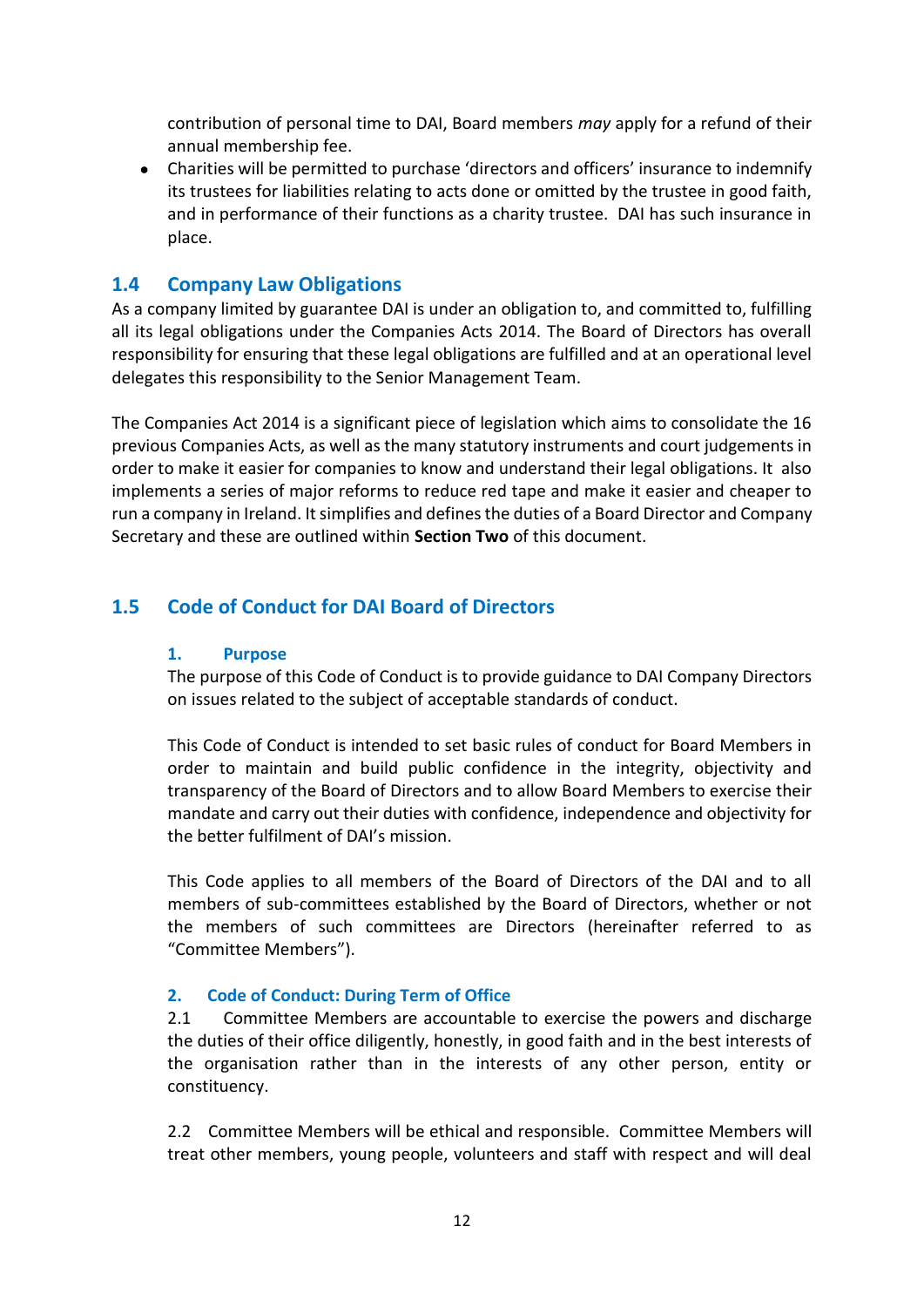contribution of personal time to DAI, Board members *may* apply for a refund of their annual membership fee.

- Charities will be permitted to purchase 'directors and officers' insurance to indemnify its trustees for liabilities relating to acts done or omitted by the trustee in good faith, and in performance of their functions as a charity trustee. DAI has such insurance in place.

## 1.4 Company Law Obligations

As a company limited by guarantee DAI is under an obligation to, and committed to, fulfilling all its legal obligations under the Companies Acts 2014. The Board of Directors has overall responsibility for ensuring that these legal obligations are fulfilled and at an operational level delegates this responsibility to the Senior Management Team.

The Companies Act 2014 is a significant piece of legislation which aims to consolidate the 16 previous Companies Acts, as well as the many statutory instruments and court judgements in order to make it easier for companies to know and understand their legal obligations. It also implements a series of major reforms to reduce red tape and make it easier and cheaper to run a company in Ireland. It simplifies and defines the duties of a Board Director and Company Secretary and these are outlined within **Section Two** of this document.

## 1.5 Code of Conduct for DAI Board of Directors

### 1. Purpose

The purpose of this Code of Conduct is to provide guidance to DAI Company Directors on issues related to the subject of acceptable standards of conduct.

This Code of Conduct is intended to set basic rules of conduct for Board Members in order to maintain and build public confidence in the integrity, objectivity and transparency of the Board of Directors and to allow Board Members to exercise their mandate and carry out their duties with confidence, independence and objectivity for the better fulfilment of DAI's mission.

This Code applies to all members of the Board of Directors of the DAI and to all members of sub-committees established by the Board of Directors, whether or not the members of such committees are Directors (hereinafter referred to as "Committee Members").

### 2. Code of Conduct: During Term of Office

2.1 Committee Members are accountable to exercise the powers and discharge the duties of their office diligently, honestly, in good faith and in the best interests of the organisation rather than in the interests of any other person, entity or constituency.

2.2 Committee Members will be ethical and responsible. Committee Members will treat other members, young people, volunteers and staff with respect and will deal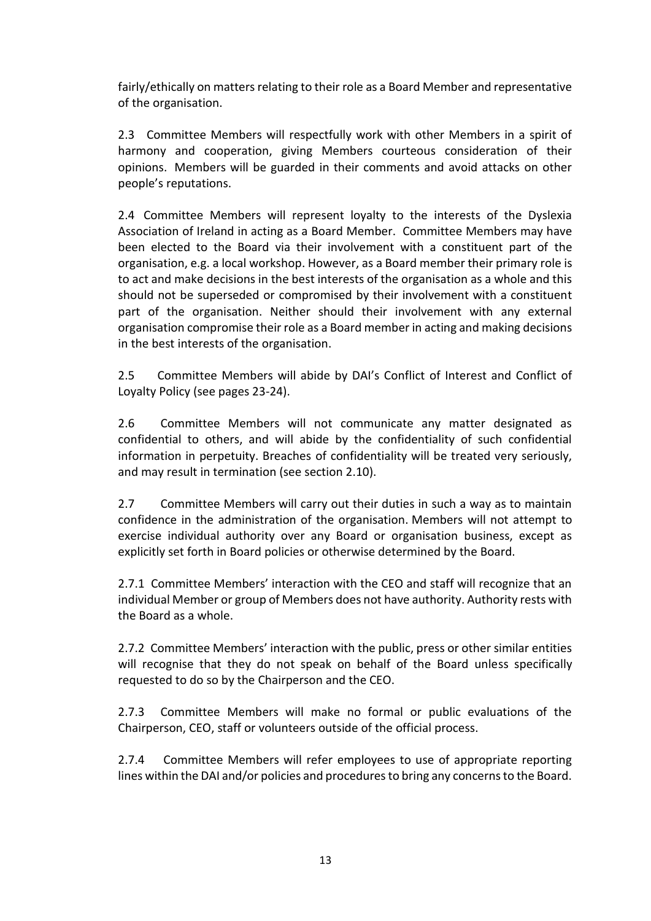fairly/ethically on matters relating to their role as a Board Member and representative of the organisation.

2.3 Committee Members will respectfully work with other Members in a spirit of harmony and cooperation, giving Members courteous consideration of their opinions. Members will be guarded in their comments and avoid attacks on other people's reputations.

2.4 Committee Members will represent loyalty to the interests of the Dyslexia Association of Ireland in acting as a Board Member. Committee Members may have been elected to the Board via their involvement with a constituent part of the organisation, e.g. a local workshop. However, as a Board member their primary role is to act and make decisions in the best interests of the organisation as a whole and this should not be superseded or compromised by their involvement with a constituent part of the organisation. Neither should their involvement with any external organisation compromise their role as a Board member in acting and making decisions in the best interests of the organisation.

2.5 Committee Members will abide by DAI's Conflict of Interest and Conflict of Loyalty Policy (see pages 23-24).

2.6 Committee Members will not communicate any matter designated as confidential to others, and will abide by the confidentiality of such confidential information in perpetuity. Breaches of confidentiality will be treated very seriously, and may result in termination (see section 2.10).

2.7 Committee Members will carry out their duties in such a way as to maintain confidence in the administration of the organisation. Members will not attempt to exercise individual authority over any Board or organisation business, except as explicitly set forth in Board policies or otherwise determined by the Board.

2.7.1 Committee Members' interaction with the CEO and staff will recognize that an individual Member or group of Members does not have authority. Authority rests with the Board as a whole.

2.7.2 Committee Members' interaction with the public, press or other similar entities will recognise that they do not speak on behalf of the Board unless specifically requested to do so by the Chairperson and the CEO.

2.7.3 Committee Members will make no formal or public evaluations of the Chairperson, CEO, staff or volunteers outside of the official process.

2.7.4 Committee Members will refer employees to use of appropriate reporting lines within the DAI and/or policies and procedures to bring any concerns to the Board.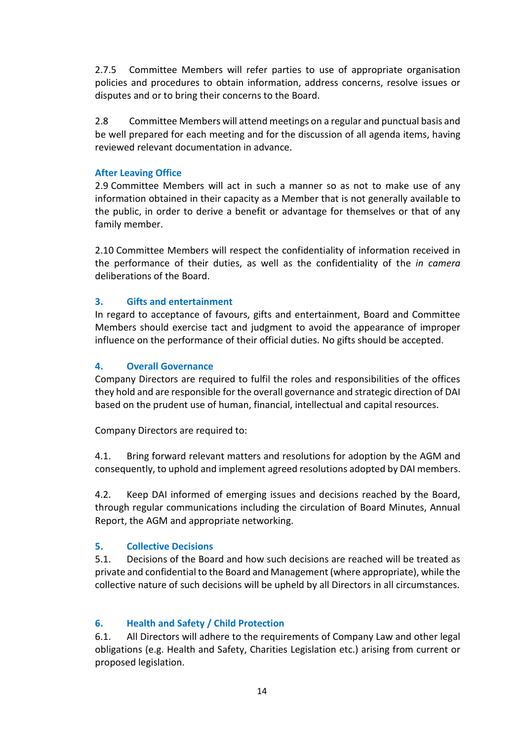2.7.5 Committee Members will refer parties to use of appropriate organisation policies and procedures to obtain information, address concerns, resolve issues or disputes and or to bring their concerns to the Board.

2.8 Committee Members will attend meetings on a regular and punctual basis and be well prepared for each meeting and for the discussion of all agenda items, having reviewed relevant documentation in advance.

### After Leaving Office

2.9 Committee Members will act in such a manner so as not to make use of any information obtained in their capacity as a Member that is not generally available to the public, in order to derive a benefit or advantage for themselves or that of any family member.

2.10 Committee Members will respect the confidentiality of information received in the performance of their duties, as well as the confidentiality of the *in camera* deliberations of the Board.

### 3. Gifts and entertainment

In regard to acceptance of favours, gifts and entertainment, Board and Committee Members should exercise tact and judgment to avoid the appearance of improper influence on the performance of their official duties. No gifts should be accepted.

### 4. Overall Governance

Company Directors are required to fulfil the roles and responsibilities of the offices they hold and are responsible for the overall governance and strategic direction of DAI based on the prudent use of human, financial, intellectual and capital resources.

Company Directors are required to:

4.1. Bring forward relevant matters and resolutions for adoption by the AGM and consequently, to uphold and implement agreed resolutions adopted by DAI members.

4.2. Keep DAI informed of emerging issues and decisions reached by the Board, through regular communications including the circulation of Board Minutes, Annual Report, the AGM and appropriate networking.

### 5. Collective Decisions

5.1. Decisions of the Board and how such decisions are reached will be treated as private and confidential to the Board and Management (where appropriate), while the collective nature of such decisions will be upheld by all Directors in all circumstances.

### 6. Health and Safety / Child Protection

6.1. All Directors will adhere to the requirements of Company Law and other legal obligations (e.g. Health and Safety, Charities Legislation etc.) arising from current or proposed legislation.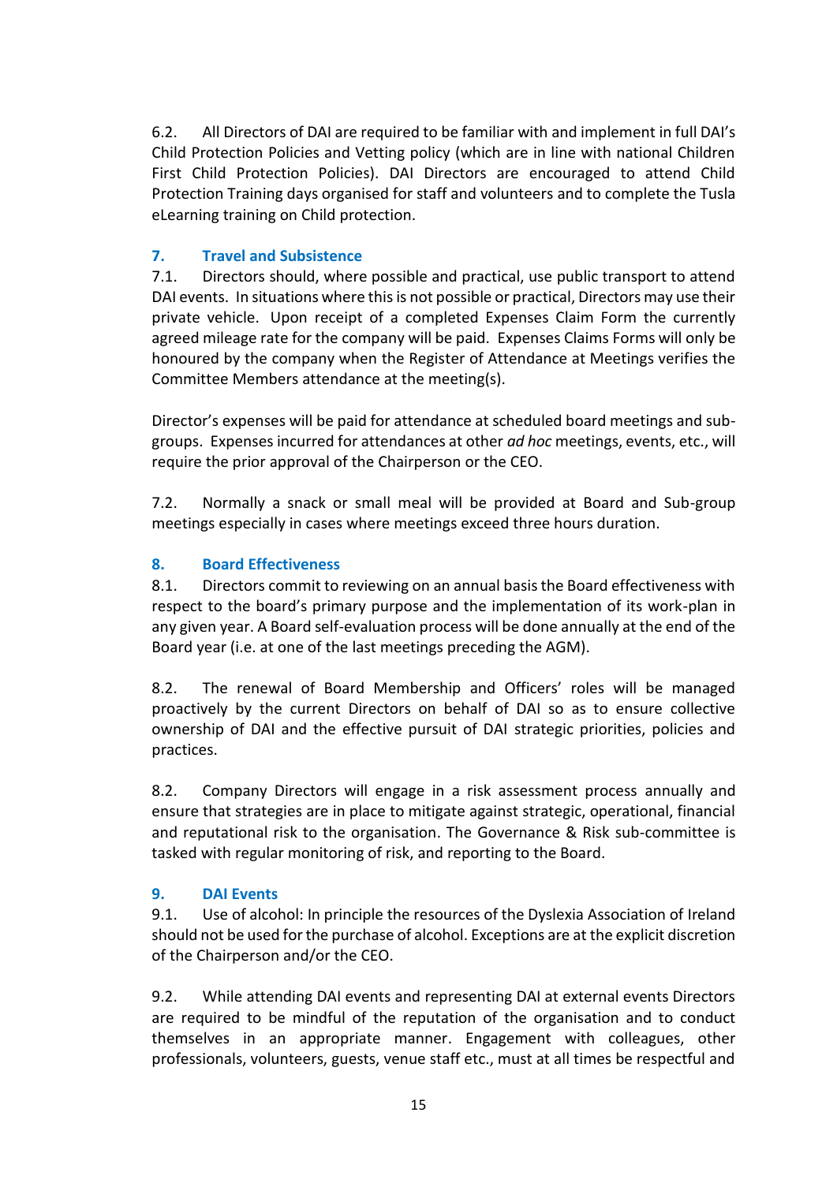6.2. All Directors of DAI are required to be familiar with and implement in full DAI's Child Protection Policies and Vetting policy (which are in line with national Children First Child Protection Policies). DAI Directors are encouraged to attend Child Protection Training days organised for staff and volunteers and to complete the Tusla eLearning training on Child protection.

## 7. Travel and Subsistence

7.1. Directors should, where possible and practical, use public transport to attend DAI events. In situations where this is not possible or practical, Directors may use their private vehicle. Upon receipt of a completed Expenses Claim Form the currently agreed mileage rate for the company will be paid. Expenses Claims Forms will only be honoured by the company when the Register of Attendance at Meetings verifies the Committee Members attendance at the meeting(s).

Director's expenses will be paid for attendance at scheduled board meetings and sub-groups. Expenses incurred for attendances at other *ad hoc* meetings, events, etc., will require the prior approval of the Chairperson or the CEO.

7.2. Normally a snack or small meal will be provided at Board and Sub-group meetings especially in cases where meetings exceed three hours duration.

## 8. Board Effectiveness

8.1. Directors commit to reviewing on an annual basis the Board effectiveness with respect to the board's primary purpose and the implementation of its work-plan in any given year. A Board self-evaluation process will be done annually at the end of the Board year (i.e. at one of the last meetings preceding the AGM).

8.2. The renewal of Board Membership and Officers' roles will be managed proactively by the current Directors on behalf of DAI so as to ensure collective ownership of DAI and the effective pursuit of DAI strategic priorities, policies and practices.

8.2. Company Directors will engage in a risk assessment process annually and ensure that strategies are in place to mitigate against strategic, operational, financial and reputational risk to the organisation. The Governance & Risk sub-committee is tasked with regular monitoring of risk, and reporting to the Board.

## 9. DAI Events

9.1. Use of alcohol: In principle the resources of the Dyslexia Association of Ireland should not be used for the purchase of alcohol. Exceptions are at the explicit discretion of the Chairperson and/or the CEO.

9.2. While attending DAI events and representing DAI at external events Directors are required to be mindful of the reputation of the organisation and to conduct themselves in an appropriate manner. Engagement with colleagues, other professionals, volunteers, guests, venue staff etc., must at all times be respectful and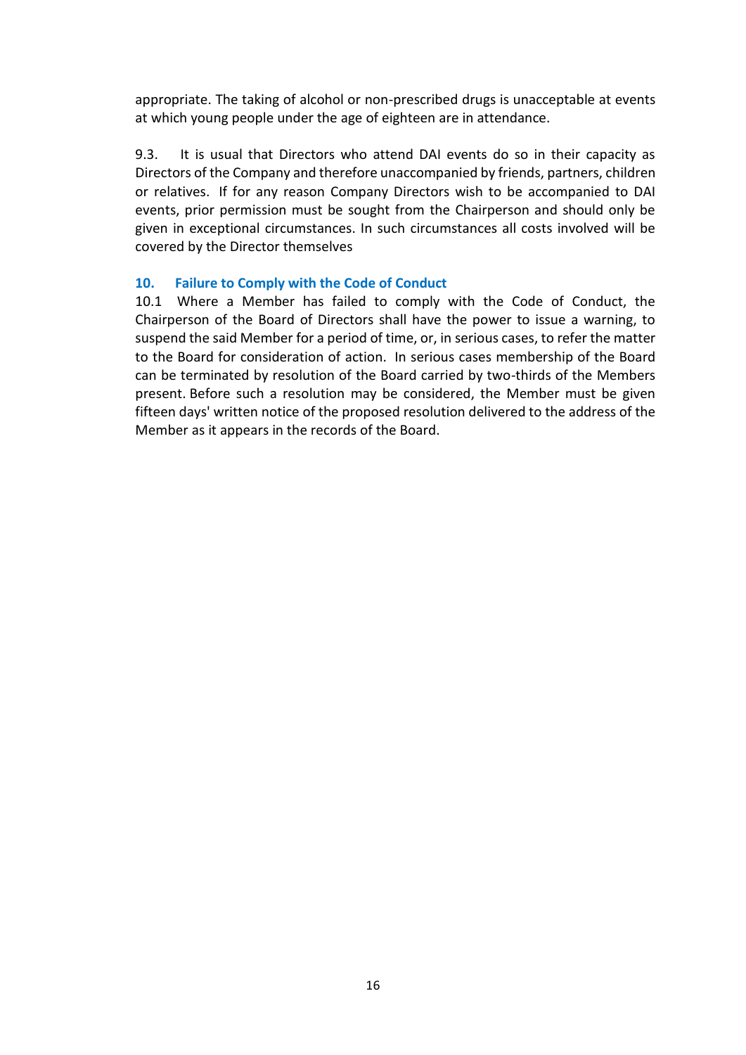appropriate. The taking of alcohol or non-prescribed drugs is unacceptable at events at which young people under the age of eighteen are in attendance.

9.3. It is usual that Directors who attend DAI events do so in their capacity as Directors of the Company and therefore unaccompanied by friends, partners, children or relatives. If for any reason Company Directors wish to be accompanied to DAI events, prior permission must be sought from the Chairperson and should only be given in exceptional circumstances. In such circumstances all costs involved will be covered by the Director themselves

## 10. Failure to Comply with the Code of Conduct

10.1 Where a Member has failed to comply with the Code of Conduct, the Chairperson of the Board of Directors shall have the power to issue a warning, to suspend the said Member for a period of time, or, in serious cases, to refer the matter to the Board for consideration of action. In serious cases membership of the Board can be terminated by resolution of the Board carried by two-thirds of the Members present. Before such a resolution may be considered, the Member must be given fifteen days' written notice of the proposed resolution delivered to the address of the Member as it appears in the records of the Board.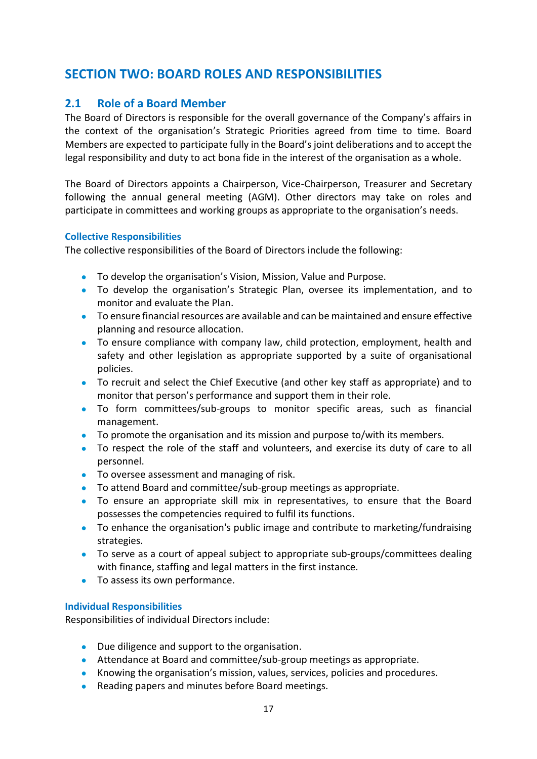# SECTION TWO: BOARD ROLES AND RESPONSIBILITIES

## 2.1 Role of a Board Member

The Board of Directors is responsible for the overall governance of the Company's affairs in the context of the organisation's Strategic Priorities agreed from time to time. Board Members are expected to participate fully in the Board's joint deliberations and to accept the legal responsibility and duty to act bona fide in the interest of the organisation as a whole.

The Board of Directors appoints a Chairperson, Vice-Chairperson, Treasurer and Secretary following the annual general meeting (AGM). Other directors may take on roles and participate in committees and working groups as appropriate to the organisation's needs.

### Collective Responsibilities

The collective responsibilities of the Board of Directors include the following:

- To develop the organisation's Vision, Mission, Value and Purpose.
- To develop the organisation's Strategic Plan, oversee its implementation, and to monitor and evaluate the Plan.
- To ensure financial resources are available and can be maintained and ensure effective planning and resource allocation.
- To ensure compliance with company law, child protection, employment, health and safety and other legislation as appropriate supported by a suite of organisational policies.
- To recruit and select the Chief Executive (and other key staff as appropriate) and to monitor that person's performance and support them in their role.
- To form committees/sub-groups to monitor specific areas, such as financial management.
- To promote the organisation and its mission and purpose to/with its members.
- To respect the role of the staff and volunteers, and exercise its duty of care to all personnel.
- To oversee assessment and managing of risk.
- To attend Board and committee/sub-group meetings as appropriate.
- To ensure an appropriate skill mix in representatives, to ensure that the Board possesses the competencies required to fulfil its functions.
- To enhance the organisation's public image and contribute to marketing/fundraising strategies.
- To serve as a court of appeal subject to appropriate sub-groups/committees dealing with finance, staffing and legal matters in the first instance.
- To assess its own performance.

### Individual Responsibilities

Responsibilities of individual Directors include:

- Due diligence and support to the organisation.
- Attendance at Board and committee/sub-group meetings as appropriate.
- Knowing the organisation's mission, values, services, policies and procedures.
- Reading papers and minutes before Board meetings.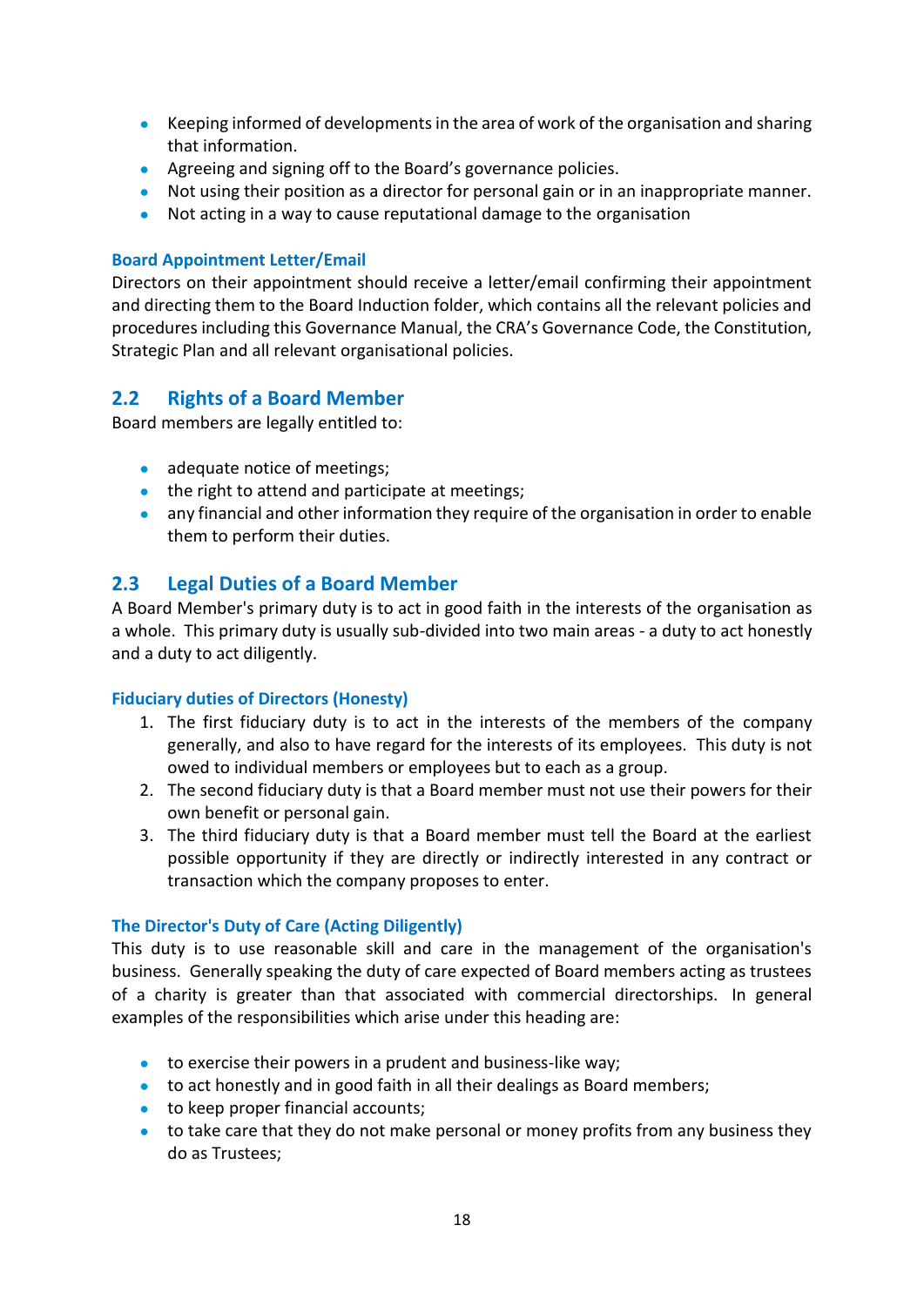- Keeping informed of developments in the area of work of the organisation and sharing that information.
- Agreeing and signing off to the Board's governance policies.
- Not using their position as a director for personal gain or in an inappropriate manner.
- Not acting in a way to cause reputational damage to the organisation

#### Board Appointment Letter/Email

Directors on their appointment should receive a letter/email confirming their appointment and directing them to the Board Induction folder, which contains all the relevant policies and procedures including this Governance Manual, the CRA's Governance Code, the Constitution, Strategic Plan and all relevant organisational policies.

## 2.2 Rights of a Board Member

Board members are legally entitled to:

- adequate notice of meetings;
- the right to attend and participate at meetings;
- any financial and other information they require of the organisation in order to enable them to perform their duties.

## 2.3 Legal Duties of a Board Member

A Board Member's primary duty is to act in good faith in the interests of the organisation as a whole. This primary duty is usually sub-divided into two main areas - a duty to act honestly and a duty to act diligently.

#### Fiduciary duties of Directors (Honesty)

1. The first fiduciary duty is to act in the interests of the members of the company generally, and also to have regard for the interests of its employees. This duty is not owed to individual members or employees but to each as a group.
2. The second fiduciary duty is that a Board member must not use their powers for their own benefit or personal gain.
3. The third fiduciary duty is that a Board member must tell the Board at the earliest possible opportunity if they are directly or indirectly interested in any contract or transaction which the company proposes to enter.

#### The Director's Duty of Care (Acting Diligently)

This duty is to use reasonable skill and care in the management of the organisation's business. Generally speaking the duty of care expected of Board members acting as trustees of a charity is greater than that associated with commercial directorships. In general examples of the responsibilities which arise under this heading are:

- to exercise their powers in a prudent and business-like way;
- to act honestly and in good faith in all their dealings as Board members;
- to keep proper financial accounts;
- to take care that they do not make personal or money profits from any business they do as Trustees;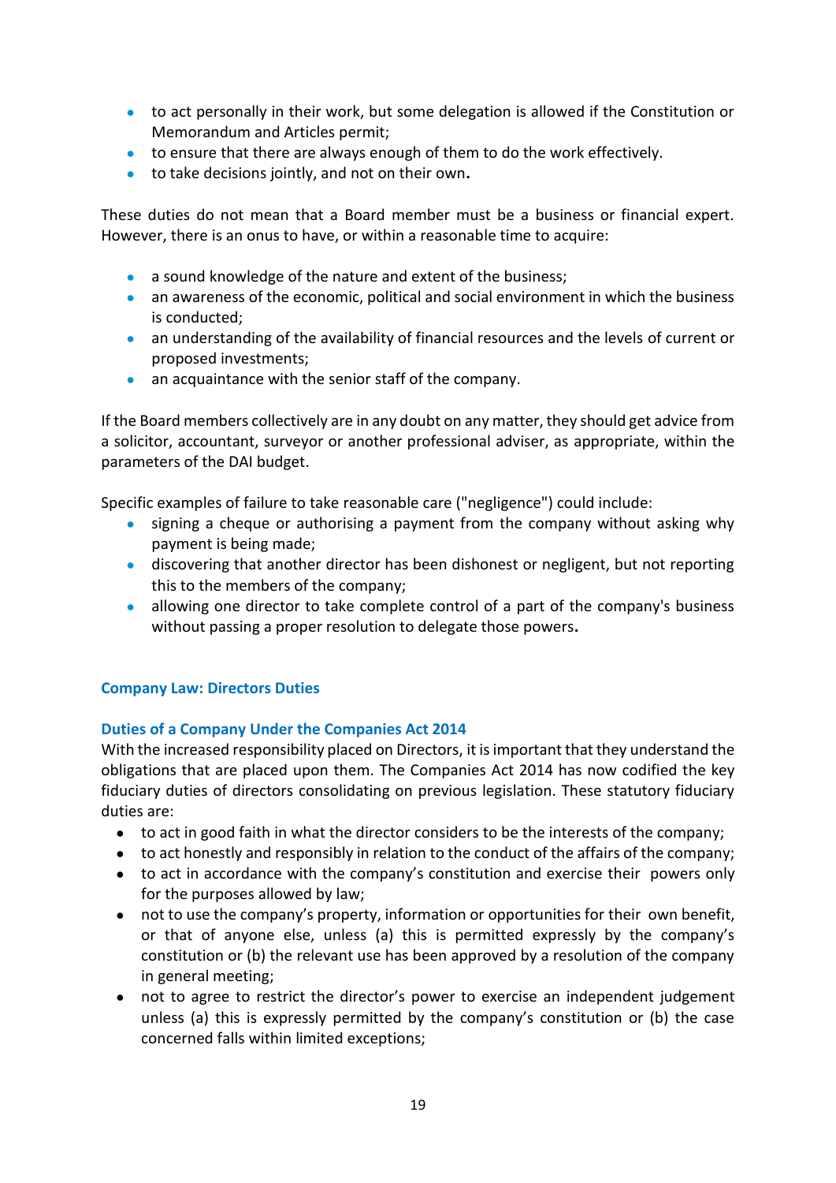- to act personally in their work, but some delegation is allowed if the Constitution or Memorandum and Articles permit;
- to ensure that there are always enough of them to do the work effectively.
- to take decisions jointly, and not on their own.

These duties do not mean that a Board member must be a business or financial expert. However, there is an onus to have, or within a reasonable time to acquire:

- a sound knowledge of the nature and extent of the business;
- an awareness of the economic, political and social environment in which the business is conducted;
- an understanding of the availability of financial resources and the levels of current or proposed investments;
- an acquaintance with the senior staff of the company.

If the Board members collectively are in any doubt on any matter, they should get advice from a solicitor, accountant, surveyor or another professional adviser, as appropriate, within the parameters of the DAI budget.

Specific examples of failure to take reasonable care ("negligence") could include:

- signing a cheque or authorising a payment from the company without asking why payment is being made;
- discovering that another director has been dishonest or negligent, but not reporting this to the members of the company;
- allowing one director to take complete control of a part of the company's business without passing a proper resolution to delegate those powers.

## Company Law: Directors Duties

### Duties of a Company Under the Companies Act 2014

With the increased responsibility placed on Directors, it is important that they understand the obligations that are placed upon them. The Companies Act 2014 has now codified the key fiduciary duties of directors consolidating on previous legislation. These statutory fiduciary duties are:

- to act in good faith in what the director considers to be the interests of the company;
- to act honestly and responsibly in relation to the conduct of the affairs of the company;
- to act in accordance with the company's constitution and exercise their powers only for the purposes allowed by law;
- not to use the company's property, information or opportunities for their own benefit, or that of anyone else, unless (a) this is permitted expressly by the company's constitution or (b) the relevant use has been approved by a resolution of the company in general meeting;
- not to agree to restrict the director's power to exercise an independent judgement unless (a) this is expressly permitted by the company's constitution or (b) the case concerned falls within limited exceptions;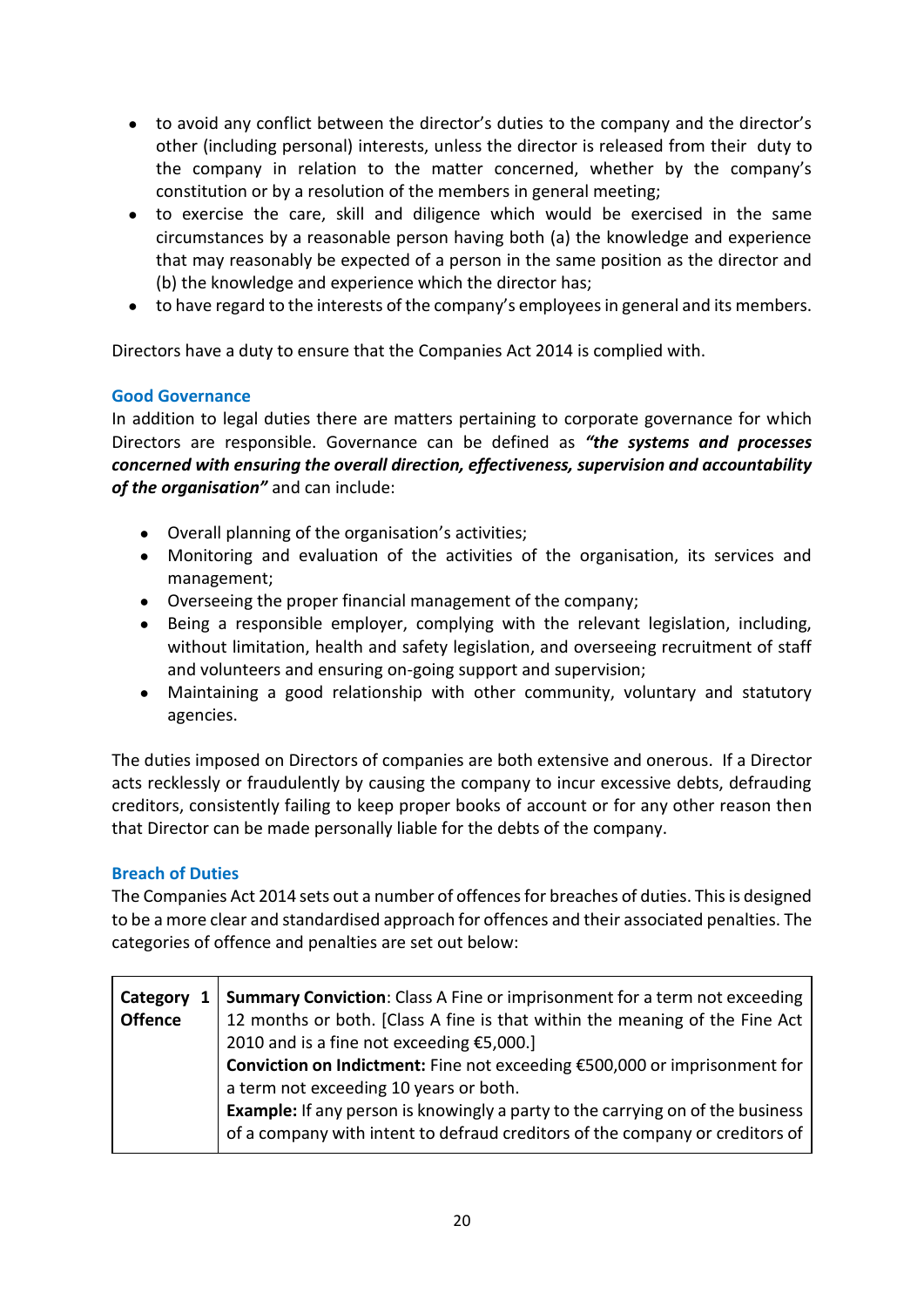- to avoid any conflict between the director's duties to the company and the director's other (including personal) interests, unless the director is released from their duty to the company in relation to the matter concerned, whether by the company's constitution or by a resolution of the members in general meeting;
- to exercise the care, skill and diligence which would be exercised in the same circumstances by a reasonable person having both (a) the knowledge and experience that may reasonably be expected of a person in the same position as the director and (b) the knowledge and experience which the director has;
- to have regard to the interests of the company's employees in general and its members.

Directors have a duty to ensure that the Companies Act 2014 is complied with.

### Good Governance

In addition to legal duties there are matters pertaining to corporate governance for which Directors are responsible. Governance can be defined as ***"the systems and processes concerned with ensuring the overall direction, effectiveness, supervision and accountability of the organisation"*** and can include:

- Overall planning of the organisation's activities;
- Monitoring and evaluation of the activities of the organisation, its services and management;
- Overseeing the proper financial management of the company;
- Being a responsible employer, complying with the relevant legislation, including, without limitation, health and safety legislation, and overseeing recruitment of staff and volunteers and ensuring on-going support and supervision;
- Maintaining a good relationship with other community, voluntary and statutory agencies.

The duties imposed on Directors of companies are both extensive and onerous. If a Director acts recklessly or fraudulently by causing the company to incur excessive debts, defrauding creditors, consistently failing to keep proper books of account or for any other reason then that Director can be made personally liable for the debts of the company.

### Breach of Duties

The Companies Act 2014 sets out a number of offences for breaches of duties. This is designed to be a more clear and standardised approach for offences and their associated penalties. The categories of offence and penalties are set out below:

| | |
|---|---|
| **Category 1 Offence** | **Summary Conviction**: Class A Fine or imprisonment for a term not exceeding 12 months or both. [Class A fine is that within the meaning of the Fine Act 2010 and is a fine not exceeding €5,000.]<br>**Conviction on Indictment:** Fine not exceeding €500,000 or imprisonment for a term not exceeding 10 years or both.<br>**Example:** If any person is knowingly a party to the carrying on of the business of a company with intent to defraud creditors of the company or creditors of |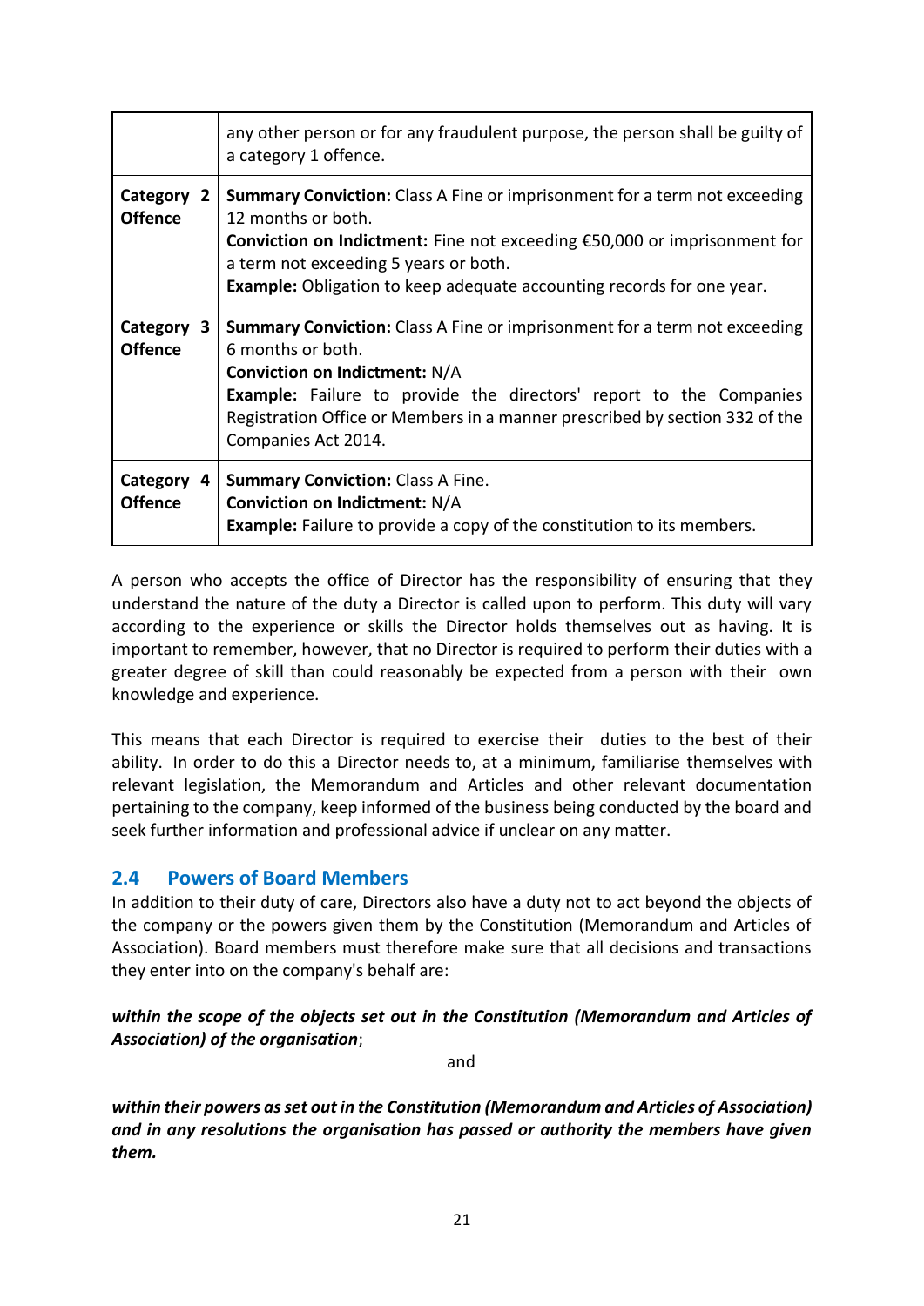| | |
|---|---|
| | any other person or for any fraudulent purpose, the person shall be guilty of a category 1 offence. |
| **Category 2 Offence** | **Summary Conviction:** Class A Fine or imprisonment for a term not exceeding 12 months or both.<br>**Conviction on Indictment:** Fine not exceeding €50,000 or imprisonment for a term not exceeding 5 years or both.<br>**Example:** Obligation to keep adequate accounting records for one year. |
| **Category 3 Offence** | **Summary Conviction:** Class A Fine or imprisonment for a term not exceeding 6 months or both.<br>**Conviction on Indictment:** N/A<br>**Example:** Failure to provide the directors' report to the Companies Registration Office or Members in a manner prescribed by section 332 of the Companies Act 2014. |
| **Category 4 Offence** | **Summary Conviction:** Class A Fine.<br>**Conviction on Indictment:** N/A<br>**Example:** Failure to provide a copy of the constitution to its members. |

A person who accepts the office of Director has the responsibility of ensuring that they understand the nature of the duty a Director is called upon to perform. This duty will vary according to the experience or skills the Director holds themselves out as having. It is important to remember, however, that no Director is required to perform their duties with a greater degree of skill than could reasonably be expected from a person with their own knowledge and experience.

This means that each Director is required to exercise their duties to the best of their ability. In order to do this a Director needs to, at a minimum, familiarise themselves with relevant legislation, the Memorandum and Articles and other relevant documentation pertaining to the company, keep informed of the business being conducted by the board and seek further information and professional advice if unclear on any matter.

## 2.4 Powers of Board Members

In addition to their duty of care, Directors also have a duty not to act beyond the objects of the company or the powers given them by the Constitution (Memorandum and Articles of Association). Board members must therefore make sure that all decisions and transactions they enter into on the company's behalf are:

***within the scope of the objects set out in the Constitution (Memorandum and Articles of Association) of the organisation***;

and

***within their powers as set out in the Constitution (Memorandum and Articles of Association) and in any resolutions the organisation has passed or authority the members have given them.***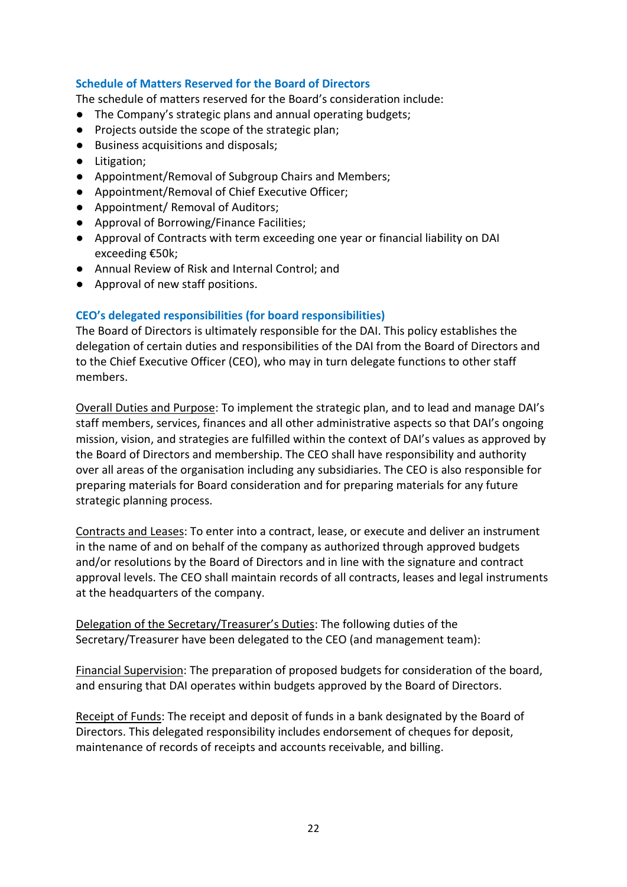### Schedule of Matters Reserved for the Board of Directors

The schedule of matters reserved for the Board's consideration include:

- The Company's strategic plans and annual operating budgets;
- Projects outside the scope of the strategic plan;
- Business acquisitions and disposals;
- Litigation;
- Appointment/Removal of Subgroup Chairs and Members;
- Appointment/Removal of Chief Executive Officer;
- Appointment/ Removal of Auditors;
- Approval of Borrowing/Finance Facilities;
- Approval of Contracts with term exceeding one year or financial liability on DAI exceeding €50k;
- Annual Review of Risk and Internal Control; and
- Approval of new staff positions.

### CEO's delegated responsibilities (for board responsibilities)

The Board of Directors is ultimately responsible for the DAI. This policy establishes the delegation of certain duties and responsibilities of the DAI from the Board of Directors and to the Chief Executive Officer (CEO), who may in turn delegate functions to other staff members.

<u>Overall Duties and Purpose</u>: To implement the strategic plan, and to lead and manage DAI's staff members, services, finances and all other administrative aspects so that DAI's ongoing mission, vision, and strategies are fulfilled within the context of DAI's values as approved by the Board of Directors and membership. The CEO shall have responsibility and authority over all areas of the organisation including any subsidiaries. The CEO is also responsible for preparing materials for Board consideration and for preparing materials for any future strategic planning process.

<u>Contracts and Leases</u>: To enter into a contract, lease, or execute and deliver an instrument in the name of and on behalf of the company as authorized through approved budgets and/or resolutions by the Board of Directors and in line with the signature and contract approval levels. The CEO shall maintain records of all contracts, leases and legal instruments at the headquarters of the company.

<u>Delegation of the Secretary/Treasurer's Duties</u>: The following duties of the Secretary/Treasurer have been delegated to the CEO (and management team):

<u>Financial Supervision</u>: The preparation of proposed budgets for consideration of the board, and ensuring that DAI operates within budgets approved by the Board of Directors.

<u>Receipt of Funds</u>: The receipt and deposit of funds in a bank designated by the Board of Directors. This delegated responsibility includes endorsement of cheques for deposit, maintenance of records of receipts and accounts receivable, and billing.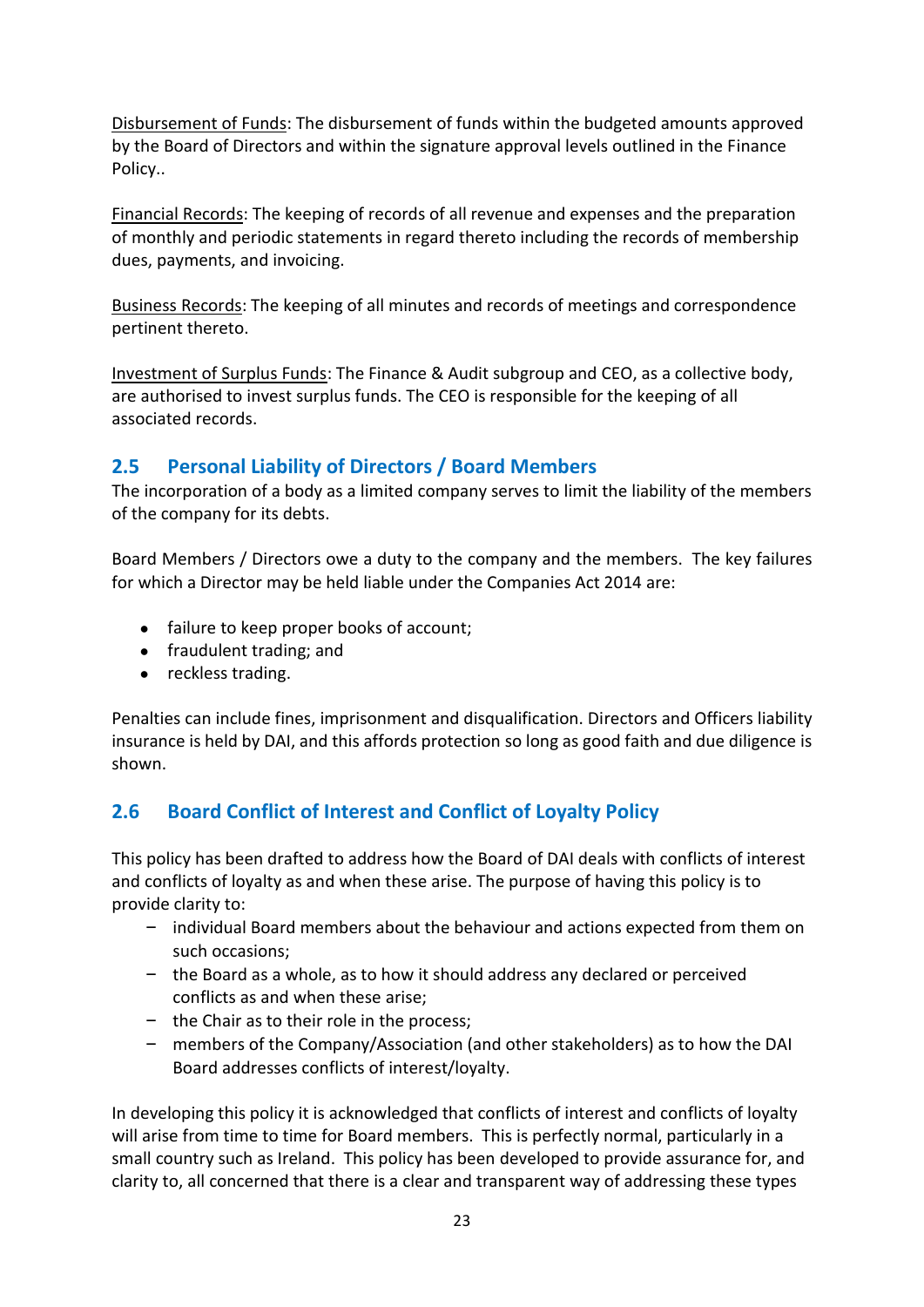Disbursement of Funds: The disbursement of funds within the budgeted amounts approved by the Board of Directors and within the signature approval levels outlined in the Finance Policy..

Financial Records: The keeping of records of all revenue and expenses and the preparation of monthly and periodic statements in regard thereto including the records of membership dues, payments, and invoicing.

Business Records: The keeping of all minutes and records of meetings and correspondence pertinent thereto.

Investment of Surplus Funds: The Finance & Audit subgroup and CEO, as a collective body, are authorised to invest surplus funds. The CEO is responsible for the keeping of all associated records.

## 2.5 Personal Liability of Directors / Board Members

The incorporation of a body as a limited company serves to limit the liability of the members of the company for its debts.

Board Members / Directors owe a duty to the company and the members. The key failures for which a Director may be held liable under the Companies Act 2014 are:

- failure to keep proper books of account;
- fraudulent trading; and
- reckless trading.

Penalties can include fines, imprisonment and disqualification. Directors and Officers liability insurance is held by DAI, and this affords protection so long as good faith and due diligence is shown.

## 2.6 Board Conflict of Interest and Conflict of Loyalty Policy

This policy has been drafted to address how the Board of DAI deals with conflicts of interest and conflicts of loyalty as and when these arise. The purpose of having this policy is to provide clarity to:

- individual Board members about the behaviour and actions expected from them on such occasions;
- the Board as a whole, as to how it should address any declared or perceived conflicts as and when these arise;
- the Chair as to their role in the process;
- members of the Company/Association (and other stakeholders) as to how the DAI Board addresses conflicts of interest/loyalty.

In developing this policy it is acknowledged that conflicts of interest and conflicts of loyalty will arise from time to time for Board members. This is perfectly normal, particularly in a small country such as Ireland. This policy has been developed to provide assurance for, and clarity to, all concerned that there is a clear and transparent way of addressing these types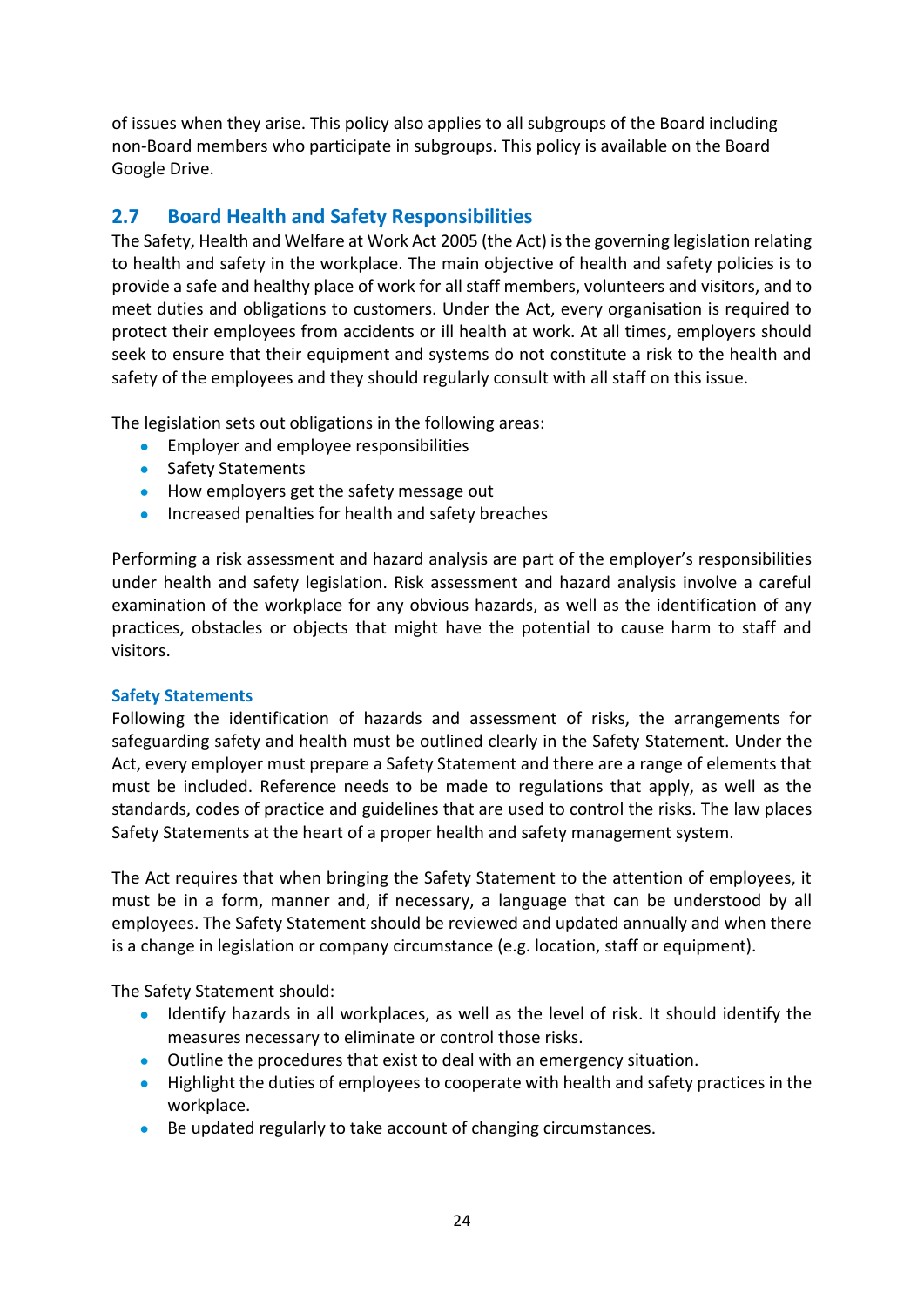of issues when they arise. This policy also applies to all subgroups of the Board including non-Board members who participate in subgroups. This policy is available on the Board Google Drive.

## 2.7 Board Health and Safety Responsibilities

The Safety, Health and Welfare at Work Act 2005 (the Act) is the governing legislation relating to health and safety in the workplace. The main objective of health and safety policies is to provide a safe and healthy place of work for all staff members, volunteers and visitors, and to meet duties and obligations to customers. Under the Act, every organisation is required to protect their employees from accidents or ill health at work. At all times, employers should seek to ensure that their equipment and systems do not constitute a risk to the health and safety of the employees and they should regularly consult with all staff on this issue.

The legislation sets out obligations in the following areas:

- Employer and employee responsibilities
- Safety Statements
- How employers get the safety message out
- Increased penalties for health and safety breaches

Performing a risk assessment and hazard analysis are part of the employer's responsibilities under health and safety legislation. Risk assessment and hazard analysis involve a careful examination of the workplace for any obvious hazards, as well as the identification of any practices, obstacles or objects that might have the potential to cause harm to staff and visitors.

### Safety Statements

Following the identification of hazards and assessment of risks, the arrangements for safeguarding safety and health must be outlined clearly in the Safety Statement. Under the Act, every employer must prepare a Safety Statement and there are a range of elements that must be included. Reference needs to be made to regulations that apply, as well as the standards, codes of practice and guidelines that are used to control the risks. The law places Safety Statements at the heart of a proper health and safety management system.

The Act requires that when bringing the Safety Statement to the attention of employees, it must be in a form, manner and, if necessary, a language that can be understood by all employees. The Safety Statement should be reviewed and updated annually and when there is a change in legislation or company circumstance (e.g. location, staff or equipment).

The Safety Statement should:

- Identify hazards in all workplaces, as well as the level of risk. It should identify the measures necessary to eliminate or control those risks.
- Outline the procedures that exist to deal with an emergency situation.
- Highlight the duties of employees to cooperate with health and safety practices in the workplace.
- Be updated regularly to take account of changing circumstances.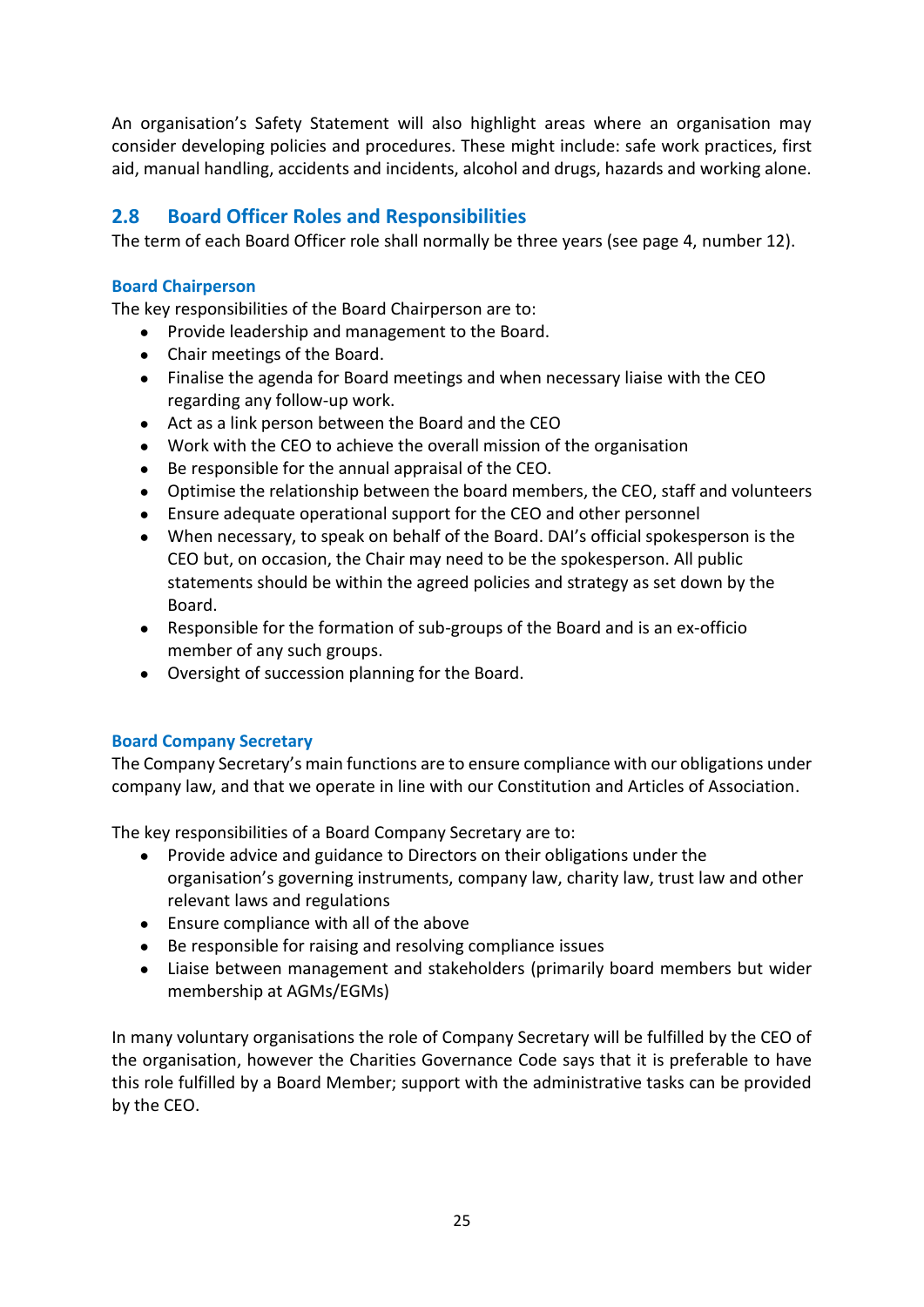An organisation's Safety Statement will also highlight areas where an organisation may consider developing policies and procedures. These might include: safe work practices, first aid, manual handling, accidents and incidents, alcohol and drugs, hazards and working alone.

## 2.8 Board Officer Roles and Responsibilities

The term of each Board Officer role shall normally be three years (see page 4, number 12).

### Board Chairperson

The key responsibilities of the Board Chairperson are to:

- Provide leadership and management to the Board.
- Chair meetings of the Board.
- Finalise the agenda for Board meetings and when necessary liaise with the CEO regarding any follow-up work.
- Act as a link person between the Board and the CEO
- Work with the CEO to achieve the overall mission of the organisation
- Be responsible for the annual appraisal of the CEO.
- Optimise the relationship between the board members, the CEO, staff and volunteers
- Ensure adequate operational support for the CEO and other personnel
- When necessary, to speak on behalf of the Board. DAI's official spokesperson is the CEO but, on occasion, the Chair may need to be the spokesperson. All public statements should be within the agreed policies and strategy as set down by the Board.
- Responsible for the formation of sub-groups of the Board and is an ex-officio member of any such groups.
- Oversight of succession planning for the Board.

### Board Company Secretary

The Company Secretary's main functions are to ensure compliance with our obligations under company law, and that we operate in line with our Constitution and Articles of Association.

The key responsibilities of a Board Company Secretary are to:

- Provide advice and guidance to Directors on their obligations under the organisation's governing instruments, company law, charity law, trust law and other relevant laws and regulations
- Ensure compliance with all of the above
- Be responsible for raising and resolving compliance issues
- Liaise between management and stakeholders (primarily board members but wider membership at AGMs/EGMs)

In many voluntary organisations the role of Company Secretary will be fulfilled by the CEO of the organisation, however the Charities Governance Code says that it is preferable to have this role fulfilled by a Board Member; support with the administrative tasks can be provided by the CEO.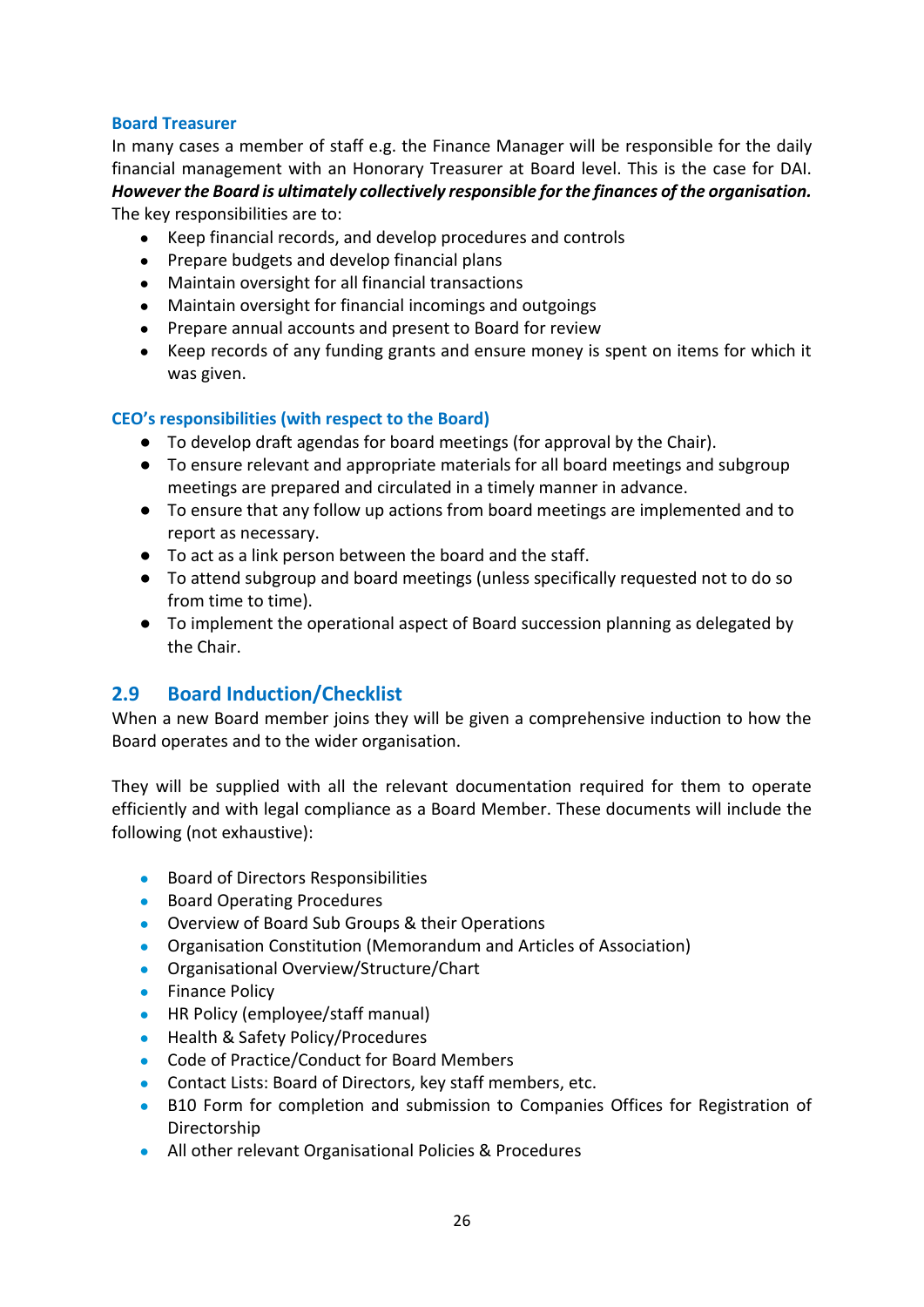### Board Treasurer

In many cases a member of staff e.g. the Finance Manager will be responsible for the daily financial management with an Honorary Treasurer at Board level. This is the case for DAI. ***However the Board is ultimately collectively responsible for the finances of the organisation.*** The key responsibilities are to:

- Keep financial records, and develop procedures and controls
- Prepare budgets and develop financial plans
- Maintain oversight for all financial transactions
- Maintain oversight for financial incomings and outgoings
- Prepare annual accounts and present to Board for review
- Keep records of any funding grants and ensure money is spent on items for which it was given.

### CEO's responsibilities (with respect to the Board)

- To develop draft agendas for board meetings (for approval by the Chair).
- To ensure relevant and appropriate materials for all board meetings and subgroup meetings are prepared and circulated in a timely manner in advance.
- To ensure that any follow up actions from board meetings are implemented and to report as necessary.
- To act as a link person between the board and the staff.
- To attend subgroup and board meetings (unless specifically requested not to do so from time to time).
- To implement the operational aspect of Board succession planning as delegated by the Chair.

## 2.9 Board Induction/Checklist

When a new Board member joins they will be given a comprehensive induction to how the Board operates and to the wider organisation.

They will be supplied with all the relevant documentation required for them to operate efficiently and with legal compliance as a Board Member. These documents will include the following (not exhaustive):

- Board of Directors Responsibilities
- Board Operating Procedures
- Overview of Board Sub Groups & their Operations
- Organisation Constitution (Memorandum and Articles of Association)
- Organisational Overview/Structure/Chart
- Finance Policy
- HR Policy (employee/staff manual)
- Health & Safety Policy/Procedures
- Code of Practice/Conduct for Board Members
- Contact Lists: Board of Directors, key staff members, etc.
- B10 Form for completion and submission to Companies Offices for Registration of Directorship
- All other relevant Organisational Policies & Procedures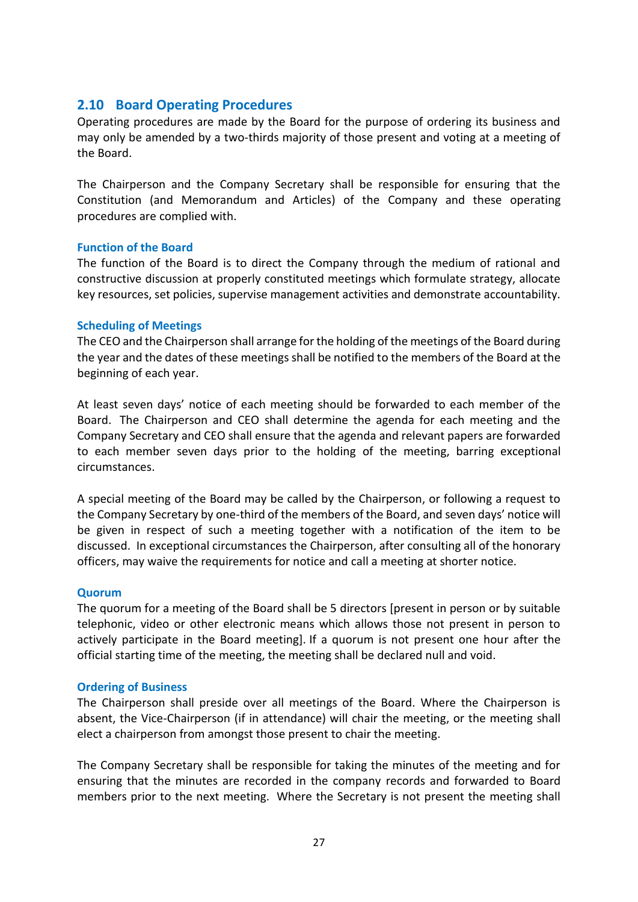## 2.10 Board Operating Procedures

Operating procedures are made by the Board for the purpose of ordering its business and may only be amended by a two-thirds majority of those present and voting at a meeting of the Board.

The Chairperson and the Company Secretary shall be responsible for ensuring that the Constitution (and Memorandum and Articles) of the Company and these operating procedures are complied with.

### Function of the Board

The function of the Board is to direct the Company through the medium of rational and constructive discussion at properly constituted meetings which formulate strategy, allocate key resources, set policies, supervise management activities and demonstrate accountability.

### Scheduling of Meetings

The CEO and the Chairperson shall arrange for the holding of the meetings of the Board during the year and the dates of these meetings shall be notified to the members of the Board at the beginning of each year.

At least seven days' notice of each meeting should be forwarded to each member of the Board. The Chairperson and CEO shall determine the agenda for each meeting and the Company Secretary and CEO shall ensure that the agenda and relevant papers are forwarded to each member seven days prior to the holding of the meeting, barring exceptional circumstances.

A special meeting of the Board may be called by the Chairperson, or following a request to the Company Secretary by one-third of the members of the Board, and seven days' notice will be given in respect of such a meeting together with a notification of the item to be discussed. In exceptional circumstances the Chairperson, after consulting all of the honorary officers, may waive the requirements for notice and call a meeting at shorter notice.

### Quorum

The quorum for a meeting of the Board shall be 5 directors [present in person or by suitable telephonic, video or other electronic means which allows those not present in person to actively participate in the Board meeting]. If a quorum is not present one hour after the official starting time of the meeting, the meeting shall be declared null and void.

### Ordering of Business

The Chairperson shall preside over all meetings of the Board. Where the Chairperson is absent, the Vice-Chairperson (if in attendance) will chair the meeting, or the meeting shall elect a chairperson from amongst those present to chair the meeting.

The Company Secretary shall be responsible for taking the minutes of the meeting and for ensuring that the minutes are recorded in the company records and forwarded to Board members prior to the next meeting. Where the Secretary is not present the meeting shall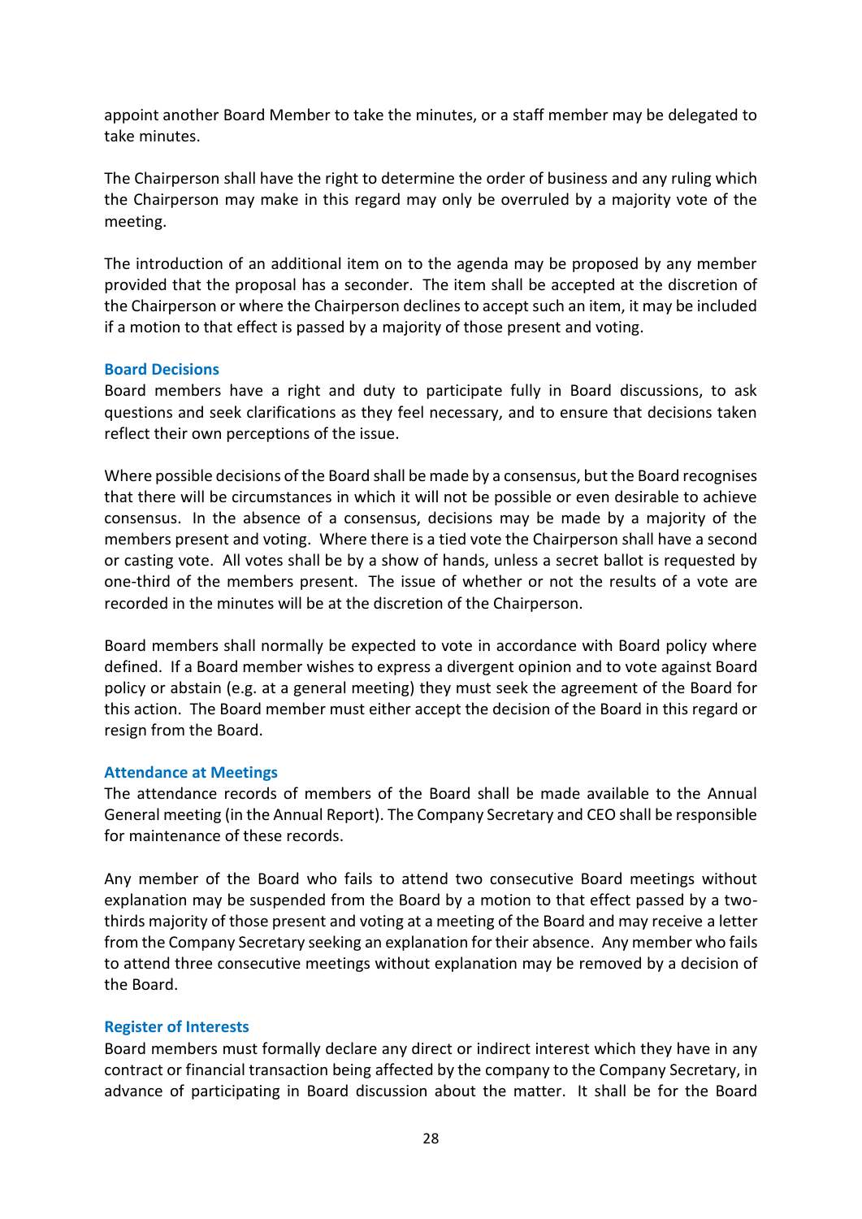appoint another Board Member to take the minutes, or a staff member may be delegated to take minutes.

The Chairperson shall have the right to determine the order of business and any ruling which the Chairperson may make in this regard may only be overruled by a majority vote of the meeting.

The introduction of an additional item on to the agenda may be proposed by any member provided that the proposal has a seconder. The item shall be accepted at the discretion of the Chairperson or where the Chairperson declines to accept such an item, it may be included if a motion to that effect is passed by a majority of those present and voting.

### Board Decisions

Board members have a right and duty to participate fully in Board discussions, to ask questions and seek clarifications as they feel necessary, and to ensure that decisions taken reflect their own perceptions of the issue.

Where possible decisions of the Board shall be made by a consensus, but the Board recognises that there will be circumstances in which it will not be possible or even desirable to achieve consensus. In the absence of a consensus, decisions may be made by a majority of the members present and voting. Where there is a tied vote the Chairperson shall have a second or casting vote. All votes shall be by a show of hands, unless a secret ballot is requested by one-third of the members present. The issue of whether or not the results of a vote are recorded in the minutes will be at the discretion of the Chairperson.

Board members shall normally be expected to vote in accordance with Board policy where defined. If a Board member wishes to express a divergent opinion and to vote against Board policy or abstain (e.g. at a general meeting) they must seek the agreement of the Board for this action. The Board member must either accept the decision of the Board in this regard or resign from the Board.

### Attendance at Meetings

The attendance records of members of the Board shall be made available to the Annual General meeting (in the Annual Report). The Company Secretary and CEO shall be responsible for maintenance of these records.

Any member of the Board who fails to attend two consecutive Board meetings without explanation may be suspended from the Board by a motion to that effect passed by a two-thirds majority of those present and voting at a meeting of the Board and may receive a letter from the Company Secretary seeking an explanation for their absence. Any member who fails to attend three consecutive meetings without explanation may be removed by a decision of the Board.

### Register of Interests

Board members must formally declare any direct or indirect interest which they have in any contract or financial transaction being affected by the company to the Company Secretary, in advance of participating in Board discussion about the matter. It shall be for the Board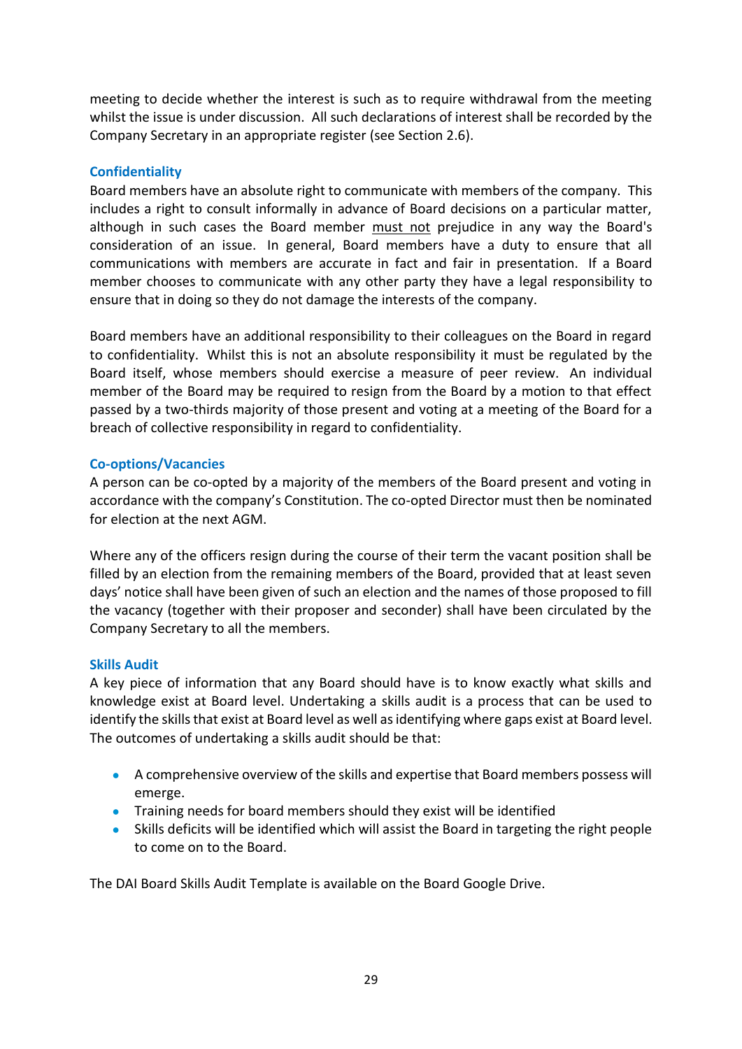meeting to decide whether the interest is such as to require withdrawal from the meeting whilst the issue is under discussion. All such declarations of interest shall be recorded by the Company Secretary in an appropriate register (see Section 2.6).

### Confidentiality

Board members have an absolute right to communicate with members of the company. This includes a right to consult informally in advance of Board decisions on a particular matter, although in such cases the Board member must not prejudice in any way the Board's consideration of an issue. In general, Board members have a duty to ensure that all communications with members are accurate in fact and fair in presentation. If a Board member chooses to communicate with any other party they have a legal responsibility to ensure that in doing so they do not damage the interests of the company.

Board members have an additional responsibility to their colleagues on the Board in regard to confidentiality. Whilst this is not an absolute responsibility it must be regulated by the Board itself, whose members should exercise a measure of peer review. An individual member of the Board may be required to resign from the Board by a motion to that effect passed by a two-thirds majority of those present and voting at a meeting of the Board for a breach of collective responsibility in regard to confidentiality.

### Co-options/Vacancies

A person can be co-opted by a majority of the members of the Board present and voting in accordance with the company's Constitution. The co-opted Director must then be nominated for election at the next AGM.

Where any of the officers resign during the course of their term the vacant position shall be filled by an election from the remaining members of the Board, provided that at least seven days' notice shall have been given of such an election and the names of those proposed to fill the vacancy (together with their proposer and seconder) shall have been circulated by the Company Secretary to all the members.

### Skills Audit

A key piece of information that any Board should have is to know exactly what skills and knowledge exist at Board level. Undertaking a skills audit is a process that can be used to identify the skills that exist at Board level as well as identifying where gaps exist at Board level. The outcomes of undertaking a skills audit should be that:

- A comprehensive overview of the skills and expertise that Board members possess will emerge.
- Training needs for board members should they exist will be identified
- Skills deficits will be identified which will assist the Board in targeting the right people to come on to the Board.

The DAI Board Skills Audit Template is available on the Board Google Drive.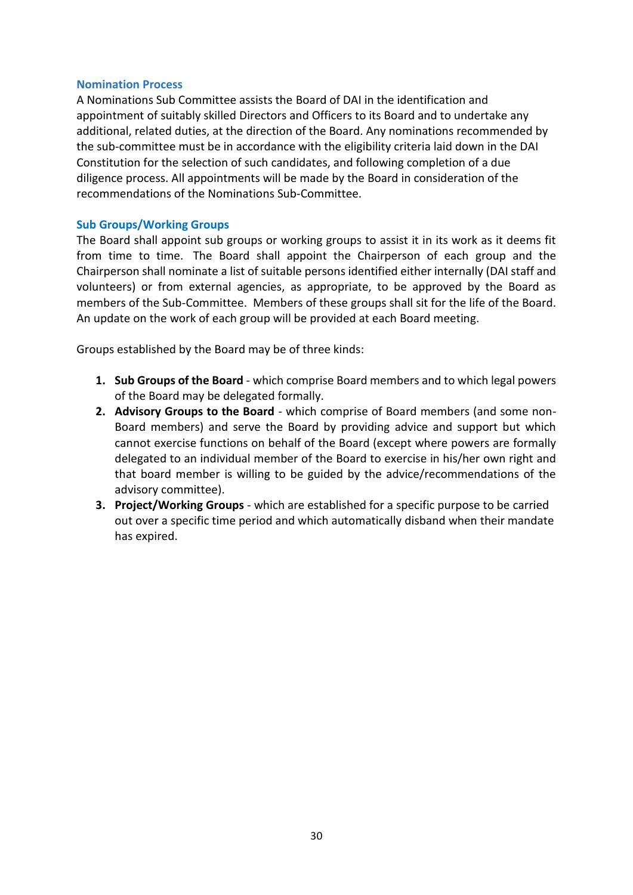### Nomination Process

A Nominations Sub Committee assists the Board of DAI in the identification and appointment of suitably skilled Directors and Officers to its Board and to undertake any additional, related duties, at the direction of the Board. Any nominations recommended by the sub-committee must be in accordance with the eligibility criteria laid down in the DAI Constitution for the selection of such candidates, and following completion of a due diligence process. All appointments will be made by the Board in consideration of the recommendations of the Nominations Sub-Committee.

### Sub Groups/Working Groups

The Board shall appoint sub groups or working groups to assist it in its work as it deems fit from time to time. The Board shall appoint the Chairperson of each group and the Chairperson shall nominate a list of suitable persons identified either internally (DAI staff and volunteers) or from external agencies, as appropriate, to be approved by the Board as members of the Sub-Committee. Members of these groups shall sit for the life of the Board. An update on the work of each group will be provided at each Board meeting.

Groups established by the Board may be of three kinds:

1. **Sub Groups of the Board** - which comprise Board members and to which legal powers of the Board may be delegated formally.
2. **Advisory Groups to the Board** - which comprise of Board members (and some non-Board members) and serve the Board by providing advice and support but which cannot exercise functions on behalf of the Board (except where powers are formally delegated to an individual member of the Board to exercise in his/her own right and that board member is willing to be guided by the advice/recommendations of the advisory committee).
3. **Project/Working Groups** - which are established for a specific purpose to be carried out over a specific time period and which automatically disband when their mandate has expired.